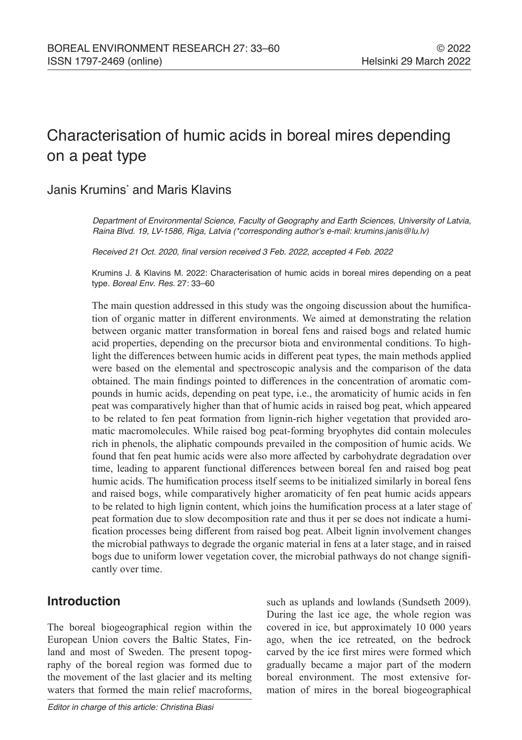# Characterisation of humic acids in boreal mires depending on a peat type

Janis Krumins* and Maris Klavins

*Department of Environmental Science, Faculty of Geography and Earth Sciences, University of Latvia, Raina Blvd. 19, LV-1586, Riga, Latvia (\*corresponding author's e-mail: krumins.janis@lu.lv)*

*Received 21 Oct. 2020, final version received 3 Feb. 2022, accepted 4 Feb. 2022*

Krumins J. & Klavins M. 2022: Characterisation of humic acids in boreal mires depending on a peat type. *Boreal Env. Res.* 27: 33–60

The main question addressed in this study was the ongoing discussion about the humification of organic matter in different environments. We aimed at demonstrating the relation between organic matter transformation in boreal fens and raised bogs and related humic acid properties, depending on the precursor biota and environmental conditions. To highlight the differences between humic acids in different peat types, the main methods applied were based on the elemental and spectroscopic analysis and the comparison of the data obtained. The main findings pointed to differences in the concentration of aromatic compounds in humic acids, depending on peat type, i.e., the aromaticity of humic acids in fen peat was comparatively higher than that of humic acids in raised bog peat, which appeared to be related to fen peat formation from lignin-rich higher vegetation that provided aromatic macromolecules. While raised bog peat-forming bryophytes did contain molecules rich in phenols, the aliphatic compounds prevailed in the composition of humic acids. We found that fen peat humic acids were also more affected by carbohydrate degradation over time, leading to apparent functional differences between boreal fen and raised bog peat humic acids. The humification process itself seems to be initialized similarly in boreal fens and raised bogs, while comparatively higher aromaticity of fen peat humic acids appears to be related to high lignin content, which joins the humification process at a later stage of peat formation due to slow decomposition rate and thus it per se does not indicate a humification processes being different from raised bog peat. Albeit lignin involvement changes the microbial pathways to degrade the organic material in fens at a later stage, and in raised bogs due to uniform lower vegetation cover, the microbial pathways do not change significantly over time.

## Introduction

The boreal biogeographical region within the European Union covers the Baltic States, Finland and most of Sweden. The present topography of the boreal region was formed due to the movement of the last glacier and its melting waters that formed the main relief macroforms, such as uplands and lowlands (Sundseth 2009). During the last ice age, the whole region was covered in ice, but approximately 10 000 years ago, when the ice retreated, on the bedrock carved by the ice first mires were formed which gradually became a major part of the modern boreal environment. The most extensive formation of mires in the boreal biogeographical

*Editor in charge of this article: Christina Biasi*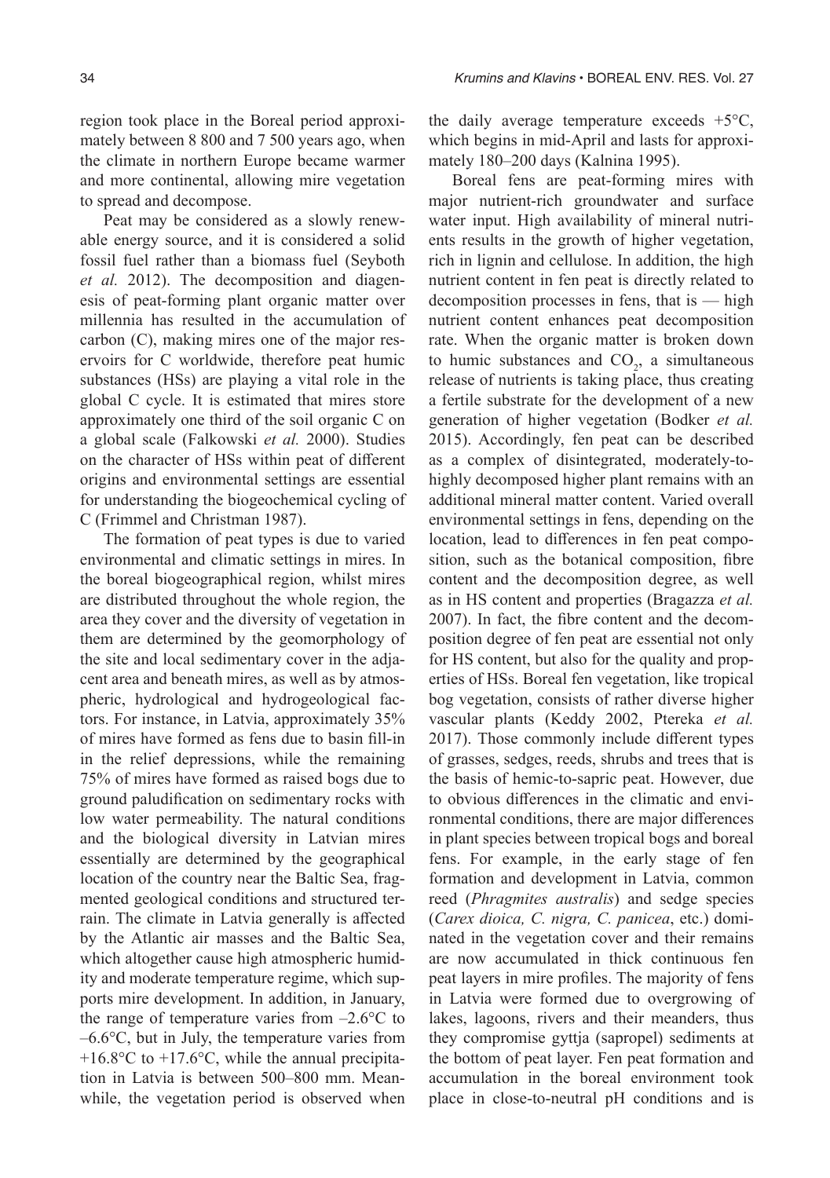region took place in the Boreal period approximately between 8 800 and 7 500 years ago, when the climate in northern Europe became warmer and more continental, allowing mire vegetation to spread and decompose.

Peat may be considered as a slowly renewable energy source, and it is considered a solid fossil fuel rather than a biomass fuel (Seyboth *et al.* 2012). The decomposition and diagenesis of peat-forming plant organic matter over millennia has resulted in the accumulation of carbon (C), making mires one of the major reservoirs for C worldwide, therefore peat humic substances (HSs) are playing a vital role in the global C cycle. It is estimated that mires store approximately one third of the soil organic C on a global scale (Falkowski *et al.* 2000). Studies on the character of HSs within peat of different origins and environmental settings are essential for understanding the biogeochemical cycling of C (Frimmel and Christman 1987).

The formation of peat types is due to varied environmental and climatic settings in mires. In the boreal biogeographical region, whilst mires are distributed throughout the whole region, the area they cover and the diversity of vegetation in them are determined by the geomorphology of the site and local sedimentary cover in the adjacent area and beneath mires, as well as by atmospheric, hydrological and hydrogeological factors. For instance, in Latvia, approximately 35% of mires have formed as fens due to basin fill-in in the relief depressions, while the remaining 75% of mires have formed as raised bogs due to ground paludification on sedimentary rocks with low water permeability. The natural conditions and the biological diversity in Latvian mires essentially are determined by the geographical location of the country near the Baltic Sea, fragmented geological conditions and structured terrain. The climate in Latvia generally is affected by the Atlantic air masses and the Baltic Sea, which altogether cause high atmospheric humidity and moderate temperature regime, which supports mire development. In addition, in January, the range of temperature varies from –2.6°C to –6.6°C, but in July, the temperature varies from +16.8°C to +17.6°C, while the annual precipitation in Latvia is between 500–800 mm. Meanwhile, the vegetation period is observed when the daily average temperature exceeds +5°C, which begins in mid-April and lasts for approximately 180–200 days (Kalnina 1995).

Boreal fens are peat-forming mires with major nutrient-rich groundwater and surface water input. High availability of mineral nutrients results in the growth of higher vegetation, rich in lignin and cellulose. In addition, the high nutrient content in fen peat is directly related to decomposition processes in fens, that is — high nutrient content enhances peat decomposition rate. When the organic matter is broken down to humic substances and $CO_2$, a simultaneous release of nutrients is taking place, thus creating a fertile substrate for the development of a new generation of higher vegetation (Bodker *et al.* 2015). Accordingly, fen peat can be described as a complex of disintegrated, moderately-to-highly decomposed higher plant remains with an additional mineral matter content. Varied overall environmental settings in fens, depending on the location, lead to differences in fen peat composition, such as the botanical composition, fibre content and the decomposition degree, as well as in HS content and properties (Bragazza *et al.* 2007). In fact, the fibre content and the decomposition degree of fen peat are essential not only for HS content, but also for the quality and properties of HSs. Boreal fen vegetation, like tropical bog vegetation, consists of rather diverse higher vascular plants (Keddy 2002, Ptereka *et al.* 2017). Those commonly include different types of grasses, sedges, reeds, shrubs and trees that is the basis of hemic-to-sapric peat. However, due to obvious differences in the climatic and environmental conditions, there are major differences in plant species between tropical bogs and boreal fens. For example, in the early stage of fen formation and development in Latvia, common reed (*Phragmites australis*) and sedge species (*Carex dioica, C. nigra, C. panicea*, etc.) dominated in the vegetation cover and their remains are now accumulated in thick continuous fen peat layers in mire profiles. The majority of fens in Latvia were formed due to overgrowing of lakes, lagoons, rivers and their meanders, thus they compromise gyttja (sapropel) sediments at the bottom of peat layer. Fen peat formation and accumulation in the boreal environment took place in close-to-neutral pH conditions and is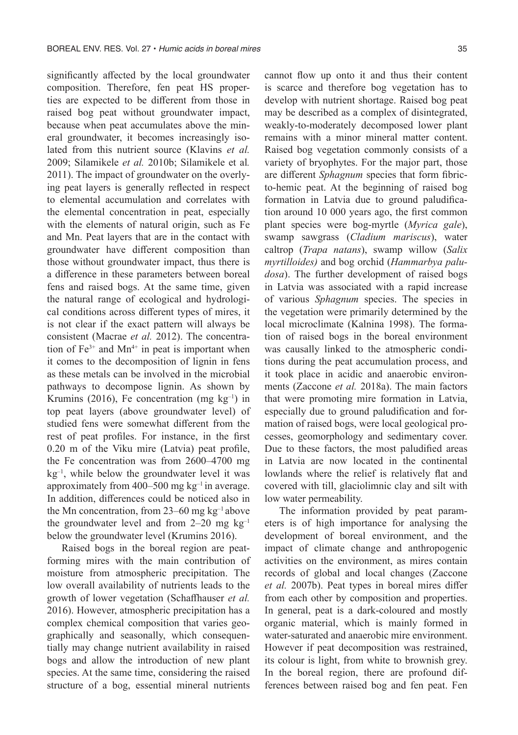significantly affected by the local groundwater composition. Therefore, fen peat HS properties are expected to be different from those in raised bog peat without groundwater impact, because when peat accumulates above the mineral groundwater, it becomes increasingly isolated from this nutrient source (Klavins *et al.* 2009; Silamikele *et al.* 2010b; Silamikele et al*.* 2011). The impact of groundwater on the overlying peat layers is generally reflected in respect to elemental accumulation and correlates with the elemental concentration in peat, especially with the elements of natural origin, such as Fe and Mn. Peat layers that are in the contact with groundwater have different composition than those without groundwater impact, thus there is a difference in these parameters between boreal fens and raised bogs. At the same time, given the natural range of ecological and hydrological conditions across different types of mires, it is not clear if the exact pattern will always be consistent (Macrae *et al.* 2012). The concentration of $Fe^{3+}$ and $Mn^{4+}$ in peat is important when it comes to the decomposition of lignin in fens as these metals can be involved in the microbial pathways to decompose lignin. As shown by Krumins (2016), Fe concentration (mg $kg^{-1}$) in top peat layers (above groundwater level) of studied fens were somewhat different from the rest of peat profiles. For instance, in the first 0.20 m of the Viku mire (Latvia) peat profile, the Fe concentration was from 2600–4700 mg $kg^{-1}$, while below the groundwater level it was approximately from 400–500 mg $kg^{-1}$ in average. In addition, differences could be noticed also in the Mn concentration, from 23–60 mg $kg^{-1}$ above the groundwater level and from 2–20 mg $kg^{-1}$ below the groundwater level (Krumins 2016).

Raised bogs in the boreal region are peat-forming mires with the main contribution of moisture from atmospheric precipitation. The low overall availability of nutrients leads to the growth of lower vegetation (Schaffhauser *et al.* 2016). However, atmospheric precipitation has a complex chemical composition that varies geographically and seasonally, which consequentially may change nutrient availability in raised bogs and allow the introduction of new plant species. At the same time, considering the raised structure of a bog, essential mineral nutrients cannot flow up onto it and thus their content is scarce and therefore bog vegetation has to develop with nutrient shortage. Raised bog peat may be described as a complex of disintegrated, weakly-to-moderately decomposed lower plant remains with a minor mineral matter content. Raised bog vegetation commonly consists of a variety of bryophytes. For the major part, those are different *Sphagnum* species that form fibric-to-hemic peat. At the beginning of raised bog formation in Latvia due to ground paludification around 10 000 years ago, the first common plant species were bog-myrtle (*Myrica gale*), swamp sawgrass (*Cladium mariscus*), water caltrop (*Trapa natans*), swamp willow (*Salix myrtilloides)* and bog orchid (*Hammarbya paludosa*). The further development of raised bogs in Latvia was associated with a rapid increase of various *Sphagnum* species. The species in the vegetation were primarily determined by the local microclimate (Kalnina 1998). The formation of raised bogs in the boreal environment was causally linked to the atmospheric conditions during the peat accumulation process, and it took place in acidic and anaerobic environments (Zaccone *et al.* 2018a). The main factors that were promoting mire formation in Latvia, especially due to ground paludification and formation of raised bogs, were local geological processes, geomorphology and sedimentary cover. Due to these factors, the most paludified areas in Latvia are now located in the continental lowlands where the relief is relatively flat and covered with till, glaciolimnic clay and silt with low water permeability.

The information provided by peat parameters is of high importance for analysing the development of boreal environment, and the impact of climate change and anthropogenic activities on the environment, as mires contain records of global and local changes (Zaccone *et al.* 2007b). Peat types in boreal mires differ from each other by composition and properties. In general, peat is a dark-coloured and mostly organic material, which is mainly formed in water-saturated and anaerobic mire environment. However if peat decomposition was restrained, its colour is light, from white to brownish grey. In the boreal region, there are profound differences between raised bog and fen peat. Fen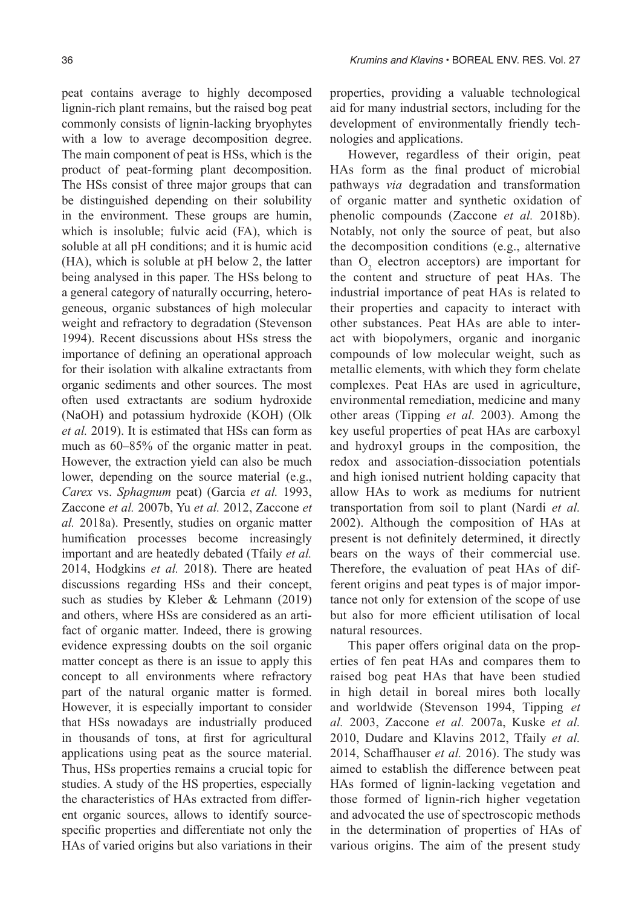peat contains average to highly decomposed lignin-rich plant remains, but the raised bog peat commonly consists of lignin-lacking bryophytes with a low to average decomposition degree. The main component of peat is HSs, which is the product of peat-forming plant decomposition. The HSs consist of three major groups that can be distinguished depending on their solubility in the environment. These groups are humin, which is insoluble; fulvic acid (FA), which is soluble at all pH conditions; and it is humic acid (HA), which is soluble at pH below 2, the latter being analysed in this paper. The HSs belong to a general category of naturally occurring, heterogeneous, organic substances of high molecular weight and refractory to degradation (Stevenson 1994). Recent discussions about HSs stress the importance of defining an operational approach for their isolation with alkaline extractants from organic sediments and other sources. The most often used extractants are sodium hydroxide (NaOH) and potassium hydroxide (KOH) (Olk *et al.* 2019). It is estimated that HSs can form as much as 60–85% of the organic matter in peat. However, the extraction yield can also be much lower, depending on the source material (e.g., *Carex* vs. *Sphagnum* peat) (Garcia *et al.* 1993, Zaccone *et al.* 2007b, Yu *et al.* 2012, Zaccone *et al.* 2018a). Presently, studies on organic matter humification processes become increasingly important and are heatedly debated (Tfaily *et al.* 2014, Hodgkins *et al.* 2018). There are heated discussions regarding HSs and their concept, such as studies by Kleber & Lehmann (2019) and others, where HSs are considered as an artifact of organic matter. Indeed, there is growing evidence expressing doubts on the soil organic matter concept as there is an issue to apply this concept to all environments where refractory part of the natural organic matter is formed. However, it is especially important to consider that HSs nowadays are industrially produced in thousands of tons, at first for agricultural applications using peat as the source material. Thus, HSs properties remains a crucial topic for studies. A study of the HS properties, especially the characteristics of HAs extracted from different organic sources, allows to identify source-specific properties and differentiate not only the HAs of varied origins but also variations in their properties, providing a valuable technological aid for many industrial sectors, including for the development of environmentally friendly technologies and applications.

However, regardless of their origin, peat HAs form as the final product of microbial pathways *via* degradation and transformation of organic matter and synthetic oxidation of phenolic compounds (Zaccone *et al.* 2018b). Notably, not only the source of peat, but also the decomposition conditions (e.g., alternative than $O_2$ electron acceptors) are important for the content and structure of peat HAs. The industrial importance of peat HAs is related to their properties and capacity to interact with other substances. Peat HAs are able to interact with biopolymers, organic and inorganic compounds of low molecular weight, such as metallic elements, with which they form chelate complexes. Peat HAs are used in agriculture, environmental remediation, medicine and many other areas (Tipping *et al.* 2003). Among the key useful properties of peat HAs are carboxyl and hydroxyl groups in the composition, the redox and association-dissociation potentials and high ionised nutrient holding capacity that allow HAs to work as mediums for nutrient transportation from soil to plant (Nardi *et al.* 2002). Although the composition of HAs at present is not definitely determined, it directly bears on the ways of their commercial use. Therefore, the evaluation of peat HAs of different origins and peat types is of major importance not only for extension of the scope of use but also for more efficient utilisation of local natural resources.

This paper offers original data on the properties of fen peat HAs and compares them to raised bog peat HAs that have been studied in high detail in boreal mires both locally and worldwide (Stevenson 1994, Tipping *et al.* 2003, Zaccone *et al.* 2007a, Kuske *et al.* 2010, Dudare and Klavins 2012, Tfaily *et al.* 2014, Schaffhauser *et al.* 2016). The study was aimed to establish the difference between peat HAs formed of lignin-lacking vegetation and those formed of lignin-rich higher vegetation and advocated the use of spectroscopic methods in the determination of properties of HAs of various origins. The aim of the present study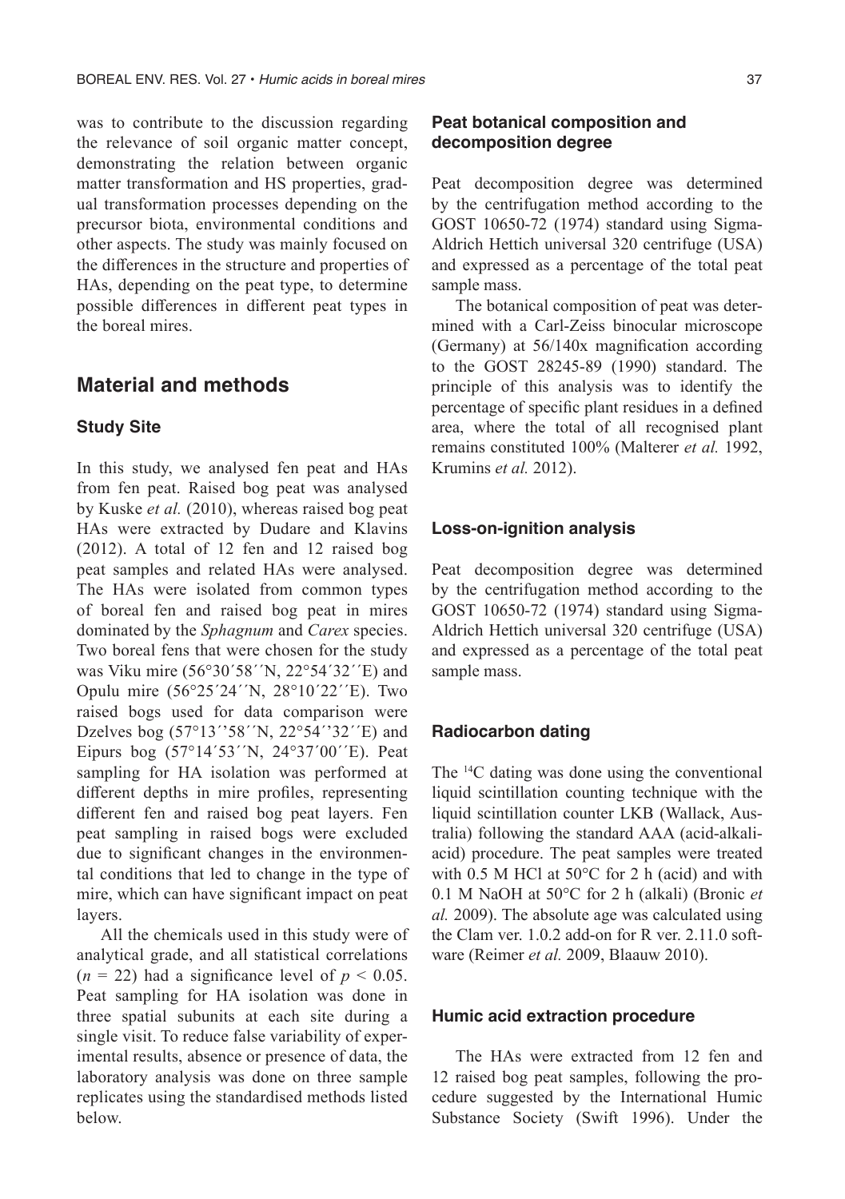was to contribute to the discussion regarding the relevance of soil organic matter concept, demonstrating the relation between organic matter transformation and HS properties, gradual transformation processes depending on the precursor biota, environmental conditions and other aspects. The study was mainly focused on the differences in the structure and properties of HAs, depending on the peat type, to determine possible differences in different peat types in the boreal mires.

## Material and methods

### Study Site

In this study, we analysed fen peat and HAs from fen peat. Raised bog peat was analysed by Kuske *et al.* (2010), whereas raised bog peat HAs were extracted by Dudare and Klavins (2012). A total of 12 fen and 12 raised bog peat samples and related HAs were analysed. The HAs were isolated from common types of boreal fen and raised bog peat in mires dominated by the *Sphagnum* and *Carex* species. Two boreal fens that were chosen for the study was Viku mire (56°30´58´´N, 22°54´32´´E) and Opulu mire (56°25´24´´N, 28°10´22´´E). Two raised bogs used for data comparison were Dzelves bog (57°13´'58´´N, 22°54´'32´´E) and Eipurs bog (57°14´53´´N, 24°37´00´´E). Peat sampling for HA isolation was performed at different depths in mire profiles, representing different fen and raised bog peat layers. Fen peat sampling in raised bogs were excluded due to significant changes in the environmental conditions that led to change in the type of mire, which can have significant impact on peat layers.

All the chemicals used in this study were of analytical grade, and all statistical correlations ($n = 22$) had a significance level of $p < 0.05$. Peat sampling for HA isolation was done in three spatial subunits at each site during a single visit. To reduce false variability of experimental results, absence or presence of data, the laboratory analysis was done on three sample replicates using the standardised methods listed below.

### Peat botanical composition and decomposition degree

Peat decomposition degree was determined by the centrifugation method according to the GOST 10650-72 (1974) standard using Sigma-Aldrich Hettich universal 320 centrifuge (USA) and expressed as a percentage of the total peat sample mass.

The botanical composition of peat was determined with a Carl-Zeiss binocular microscope (Germany) at 56/140x magnification according to the GOST 28245-89 (1990) standard. The principle of this analysis was to identify the percentage of specific plant residues in a defined area, where the total of all recognised plant remains constituted 100% (Malterer *et al.* 1992, Krumins *et al.* 2012).

### Loss-on-ignition analysis

Peat decomposition degree was determined by the centrifugation method according to the GOST 10650-72 (1974) standard using Sigma-Aldrich Hettich universal 320 centrifuge (USA) and expressed as a percentage of the total peat sample mass.

### Radiocarbon dating

The $^{14}C$ dating was done using the conventional liquid scintillation counting technique with the liquid scintillation counter LKB (Wallack, Australia) following the standard AAA (acid-alkali-acid) procedure. The peat samples were treated with 0.5 M HCl at 50°C for 2 h (acid) and with 0.1 M NaOH at 50°C for 2 h (alkali) (Bronic *et al.* 2009). The absolute age was calculated using the Clam ver. 1.0.2 add-on for R ver. 2.11.0 software (Reimer *et al.* 2009, Blaauw 2010).

### Humic acid extraction procedure

The HAs were extracted from 12 fen and 12 raised bog peat samples, following the procedure suggested by the International Humic Substance Society (Swift 1996). Under the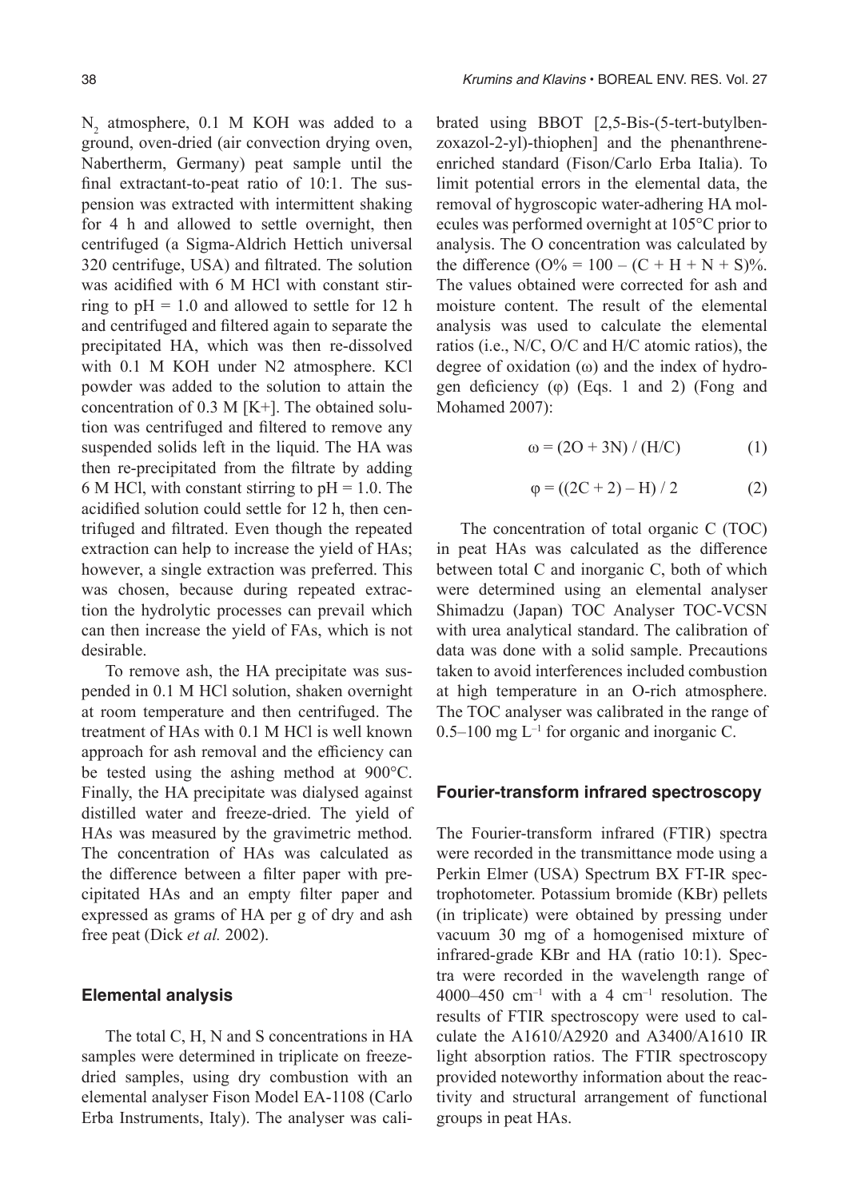$N_2$ atmosphere, 0.1 M KOH was added to a ground, oven-dried (air convection drying oven, Nabertherm, Germany) peat sample until the final extractant-to-peat ratio of 10:1. The suspension was extracted with intermittent shaking for 4 h and allowed to settle overnight, then centrifuged (a Sigma-Aldrich Hettich universal 320 centrifuge, USA) and filtrated. The solution was acidified with 6 M HCl with constant stirring to pH = 1.0 and allowed to settle for 12 h and centrifuged and filtered again to separate the precipitated HA, which was then re-dissolved with 0.1 M KOH under N2 atmosphere. KCl powder was added to the solution to attain the concentration of 0.3 M [K+]. The obtained solution was centrifuged and filtered to remove any suspended solids left in the liquid. The HA was then re-precipitated from the filtrate by adding 6 M HCl, with constant stirring to pH = 1.0. The acidified solution could settle for 12 h, then centrifuged and filtrated. Even though the repeated extraction can help to increase the yield of HAs; however, a single extraction was preferred. This was chosen, because during repeated extraction the hydrolytic processes can prevail which can then increase the yield of FAs, which is not desirable.

To remove ash, the HA precipitate was suspended in 0.1 M HCl solution, shaken overnight at room temperature and then centrifuged. The treatment of HAs with 0.1 M HCl is well known approach for ash removal and the efficiency can be tested using the ashing method at 900°C. Finally, the HA precipitate was dialysed against distilled water and freeze-dried. The yield of HAs was measured by the gravimetric method. The concentration of HAs was calculated as the difference between a filter paper with precipitated HAs and an empty filter paper and expressed as grams of HA per g of dry and ash free peat (Dick *et al.* 2002).

### Elemental analysis

The total C, H, N and S concentrations in HA samples were determined in triplicate on freeze-dried samples, using dry combustion with an elemental analyser Fison Model EA-1108 (Carlo Erba Instruments, Italy). The analyser was calibrated using BBOT [2,5-Bis-(5-tert-butylbenzoxazol-2-yl)-thiophen] and the phenanthrene-enriched standard (Fison/Carlo Erba Italia). To limit potential errors in the elemental data, the removal of hygroscopic water-adhering HA molecules was performed overnight at 105°C prior to analysis. The O concentration was calculated by the difference (O% = 100 – (C + H + N + S)%. The values obtained were corrected for ash and moisture content. The result of the elemental analysis was used to calculate the elemental ratios (i.e., N/C, O/C and H/C atomic ratios), the degree of oxidation (ω) and the index of hydrogen deficiency (φ) (Eqs. 1 and 2) (Fong and Mohamed 2007):

$$\omega = (2O + 3N) / (H/C) \quad (1)$$

$$\varphi = ((2C + 2) - H) / 2 \quad (2)$$

The concentration of total organic C (TOC) in peat HAs was calculated as the difference between total C and inorganic C, both of which were determined using an elemental analyser Shimadzu (Japan) TOC Analyser TOC-VCSN with urea analytical standard. The calibration of data was done with a solid sample. Precautions taken to avoid interferences included combustion at high temperature in an O-rich atmosphere. The TOC analyser was calibrated in the range of 0.5–100 mg $L^{-1}$ for organic and inorganic C.

### Fourier-transform infrared spectroscopy

The Fourier-transform infrared (FTIR) spectra were recorded in the transmittance mode using a Perkin Elmer (USA) Spectrum BX FT-IR spectrophotometer. Potassium bromide (KBr) pellets (in triplicate) were obtained by pressing under vacuum 30 mg of a homogenised mixture of infrared-grade KBr and HA (ratio 10:1). Spectra were recorded in the wavelength range of 4000–450 $cm^{-1}$ with a 4 $cm^{-1}$ resolution. The results of FTIR spectroscopy were used to calculate the A1610/A2920 and A3400/A1610 IR light absorption ratios. The FTIR spectroscopy provided noteworthy information about the reactivity and structural arrangement of functional groups in peat HAs.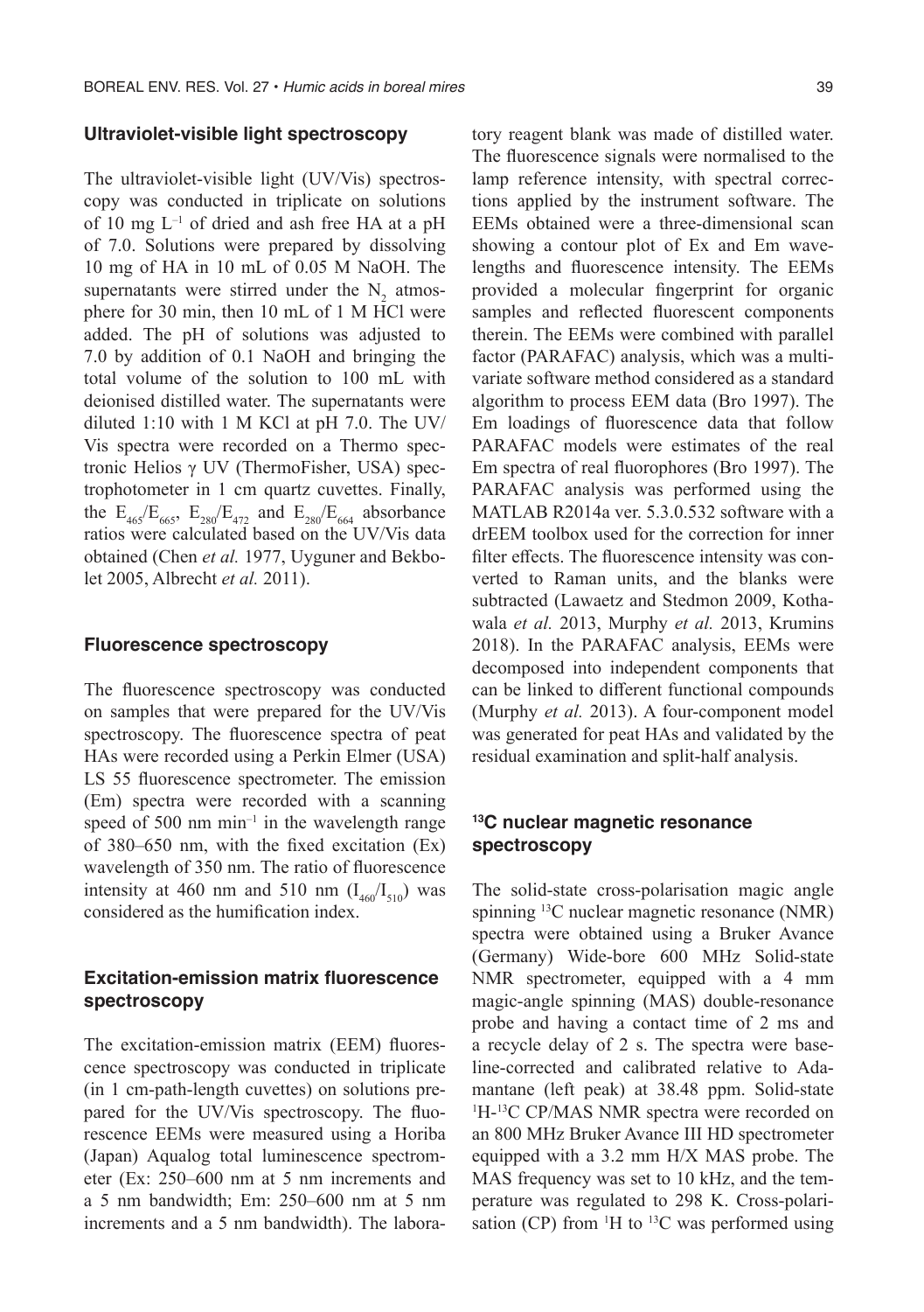### Ultraviolet-visible light spectroscopy

The ultraviolet-visible light (UV/Vis) spectroscopy was conducted in triplicate on solutions of 10 mg $L^{-1}$ of dried and ash free HA at a pH of 7.0. Solutions were prepared by dissolving 10 mg of HA in 10 mL of 0.05 M NaOH. The supernatants were stirred under the $N_2$ atmosphere for 30 min, then 10 mL of 1 M HCl were added. The pH of solutions was adjusted to 7.0 by addition of 0.1 NaOH and bringing the total volume of the solution to 100 mL with deionised distilled water. The supernatants were diluted 1:10 with 1 M KCl at pH 7.0. The UV/Vis spectra were recorded on a Thermo spectronic Helios γ UV (ThermoFisher, USA) spectrophotometer in 1 cm quartz cuvettes. Finally, the $E_{465}/E_{665}$, $E_{280}/E_{472}$ and $E_{280}/E_{664}$ absorbance ratios were calculated based on the UV/Vis data obtained (Chen *et al.* 1977, Uyguner and Bekbolet 2005, Albrecht *et al.* 2011).

### Fluorescence spectroscopy

The fluorescence spectroscopy was conducted on samples that were prepared for the UV/Vis spectroscopy. The fluorescence spectra of peat HAs were recorded using a Perkin Elmer (USA) LS 55 fluorescence spectrometer. The emission (Em) spectra were recorded with a scanning speed of 500 nm $min^{-1}$ in the wavelength range of 380–650 nm, with the fixed excitation (Ex) wavelength of 350 nm. The ratio of fluorescence intensity at 460 nm and 510 nm ($I_{460}/I_{510}$) was considered as the humification index.

### Excitation-emission matrix fluorescence spectroscopy

The excitation-emission matrix (EEM) fluorescence spectroscopy was conducted in triplicate (in 1 cm-path-length cuvettes) on solutions prepared for the UV/Vis spectroscopy. The fluorescence EEMs were measured using a Horiba (Japan) Aqualog total luminescence spectrometer (Ex: 250–600 nm at 5 nm increments and a 5 nm bandwidth; Em: 250–600 nm at 5 nm increments and a 5 nm bandwidth). The laboratory reagent blank was made of distilled water. The fluorescence signals were normalised to the lamp reference intensity, with spectral corrections applied by the instrument software. The EEMs obtained were a three-dimensional scan showing a contour plot of Ex and Em wavelengths and fluorescence intensity. The EEMs provided a molecular fingerprint for organic samples and reflected fluorescent components therein. The EEMs were combined with parallel factor (PARAFAC) analysis, which was a multivariate software method considered as a standard algorithm to process EEM data (Bro 1997). The Em loadings of fluorescence data that follow PARAFAC models were estimates of the real Em spectra of real fluorophores (Bro 1997). The PARAFAC analysis was performed using the MATLAB R2014a ver. 5.3.0.532 software with a drEEM toolbox used for the correction for inner filter effects. The fluorescence intensity was converted to Raman units, and the blanks were subtracted (Lawaetz and Stedmon 2009, Kothawala *et al.* 2013, Murphy *et al.* 2013, Krumins 2018). In the PARAFAC analysis, EEMs were decomposed into independent components that can be linked to different functional compounds (Murphy *et al.* 2013). A four-component model was generated for peat HAs and validated by the residual examination and split-half analysis.

### $^{13}C$ nuclear magnetic resonance spectroscopy

The solid-state cross-polarisation magic angle spinning $^{13}C$ nuclear magnetic resonance (NMR) spectra were obtained using a Bruker Avance (Germany) Wide-bore 600 MHz Solid-state NMR spectrometer, equipped with a 4 mm magic-angle spinning (MAS) double-resonance probe and having a contact time of 2 ms and a recycle delay of 2 s. The spectra were baseline-corrected and calibrated relative to Adamantane (left peak) at 38.48 ppm. Solid-state $^{1}H$-$^{13}C$ CP/MAS NMR spectra were recorded on an 800 MHz Bruker Avance III HD spectrometer equipped with a 3.2 mm H/X MAS probe. The MAS frequency was set to 10 kHz, and the temperature was regulated to 298 K. Cross-polarisation (CP) from $^{1}H$ to $^{13}C$ was performed using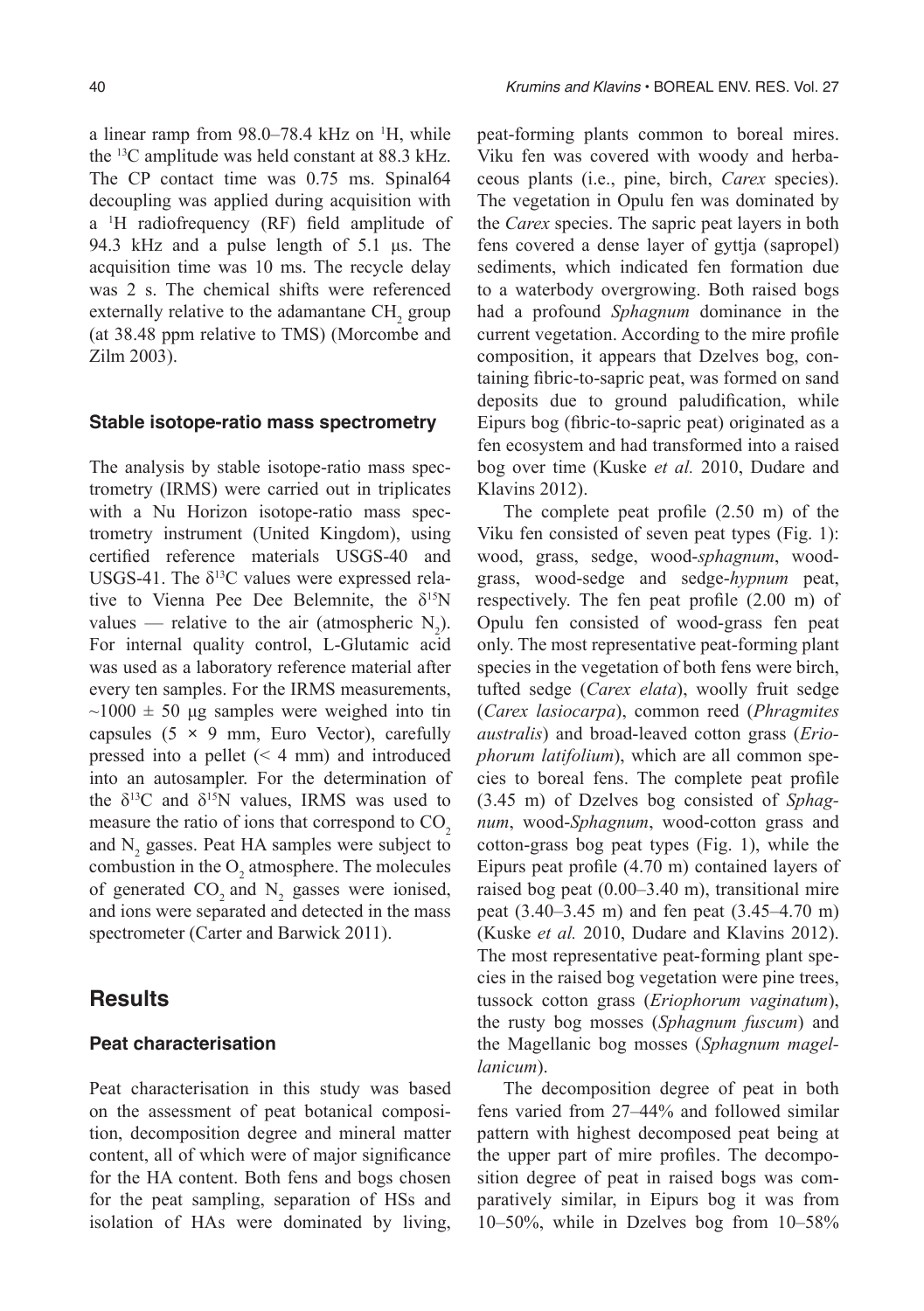a linear ramp from 98.0–78.4 kHz on $^1H$, while the $^{13}C$ amplitude was held constant at 88.3 kHz. The CP contact time was 0.75 ms. Spinal64 decoupling was applied during acquisition with a $^1H$ radiofrequency (RF) field amplitude of 94.3 kHz and a pulse length of 5.1 µs. The acquisition time was 10 ms. The recycle delay was 2 s. The chemical shifts were referenced externally relative to the adamantane $CH_2$ group (at 38.48 ppm relative to TMS) (Morcombe and Zilm 2003).

### Stable isotope-ratio mass spectrometry

The analysis by stable isotope-ratio mass spectrometry (IRMS) were carried out in triplicates with a Nu Horizon isotope-ratio mass spectrometry instrument (United Kingdom), using certified reference materials USGS-40 and USGS-41. The $\delta^{13}C$ values were expressed relative to Vienna Pee Dee Belemnite, the $\delta^{15}N$ values — relative to the air (atmospheric $N_2$). For internal quality control, L-Glutamic acid was used as a laboratory reference material after every ten samples. For the IRMS measurements, $\sim1000 \pm 50$ µg samples were weighed into tin capsules ($5 \times 9$ mm, Euro Vector), carefully pressed into a pellet (< 4 mm) and introduced into an autosampler. For the determination of the $\delta^{13}C$ and $\delta^{15}N$ values, IRMS was used to measure the ratio of ions that correspond to $CO_2$ and $N_2$ gasses. Peat HA samples were subject to combustion in the $O_2$ atmosphere. The molecules of generated $CO_2$ and $N_2$ gasses were ionised, and ions were separated and detected in the mass spectrometer (Carter and Barwick 2011).

## Results

### Peat characterisation

Peat characterisation in this study was based on the assessment of peat botanical composition, decomposition degree and mineral matter content, all of which were of major significance for the HA content. Both fens and bogs chosen for the peat sampling, separation of HSs and isolation of HAs were dominated by living, peat-forming plants common to boreal mires. Viku fen was covered with woody and herbaceous plants (i.e., pine, birch, *Carex* species). The vegetation in Opulu fen was dominated by the *Carex* species. The sapric peat layers in both fens covered a dense layer of gyttja (sapropel) sediments, which indicated fen formation due to a waterbody overgrowing. Both raised bogs had a profound *Sphagnum* dominance in the current vegetation. According to the mire profile composition, it appears that Dzelves bog, containing fibric-to-sapric peat, was formed on sand deposits due to ground paludification, while Eipurs bog (fibric-to-sapric peat) originated as a fen ecosystem and had transformed into a raised bog over time (Kuske *et al.* 2010, Dudare and Klavins 2012).

The complete peat profile (2.50 m) of the Viku fen consisted of seven peat types (Fig. 1): wood, grass, sedge, wood-*sphagnum*, wood-grass, wood-sedge and sedge-*hypnum* peat, respectively. The fen peat profile (2.00 m) of Opulu fen consisted of wood-grass fen peat only. The most representative peat-forming plant species in the vegetation of both fens were birch, tufted sedge (*Carex elata*), woolly fruit sedge (*Carex lasiocarpa*), common reed (*Phragmites australis*) and broad-leaved cotton grass (*Eriophorum latifolium*), which are all common species to boreal fens. The complete peat profile (3.45 m) of Dzelves bog consisted of *Sphagnum*, wood-*Sphagnum*, wood-cotton grass and cotton-grass bog peat types (Fig. 1), while the Eipurs peat profile (4.70 m) contained layers of raised bog peat (0.00–3.40 m), transitional mire peat (3.40–3.45 m) and fen peat (3.45–4.70 m) (Kuske *et al.* 2010, Dudare and Klavins 2012). The most representative peat-forming plant species in the raised bog vegetation were pine trees, tussock cotton grass (*Eriophorum vaginatum*), the rusty bog mosses (*Sphagnum fuscum*) and the Magellanic bog mosses (*Sphagnum magellanicum*).

The decomposition degree of peat in both fens varied from 27–44% and followed similar pattern with highest decomposed peat being at the upper part of mire profiles. The decomposition degree of peat in raised bogs was comparatively similar, in Eipurs bog it was from 10–50%, while in Dzelves bog from 10–58%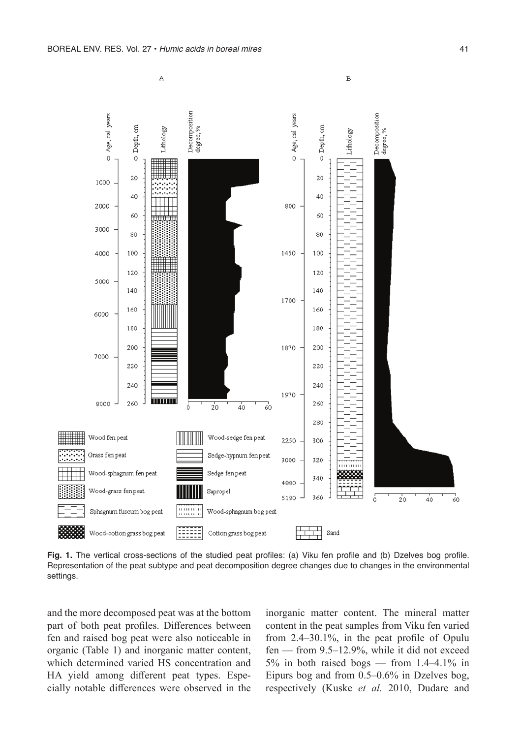**Fig. 1.** The vertical cross-sections of the studied peat profiles: (a) Viku fen profile and (b) Dzelves bog profile. Representation of the peat subtype and peat decomposition degree changes due to changes in the environmental settings.

and the more decomposed peat was at the bottom part of both peat profiles. Differences between fen and raised bog peat were also noticeable in organic (Table 1) and inorganic matter content, which determined varied HS concentration and HA yield among different peat types. Especially notable differences were observed in the inorganic matter content. The mineral matter content in the peat samples from Viku fen varied from 2.4–30.1%, in the peat profile of Opulu fen — from 9.5–12.9%, while it did not exceed 5% in both raised bogs — from 1.4–4.1% in Eipurs bog and from 0.5–0.6% in Dzelves bog, respectively (Kuske *et al.* 2010, Dudare and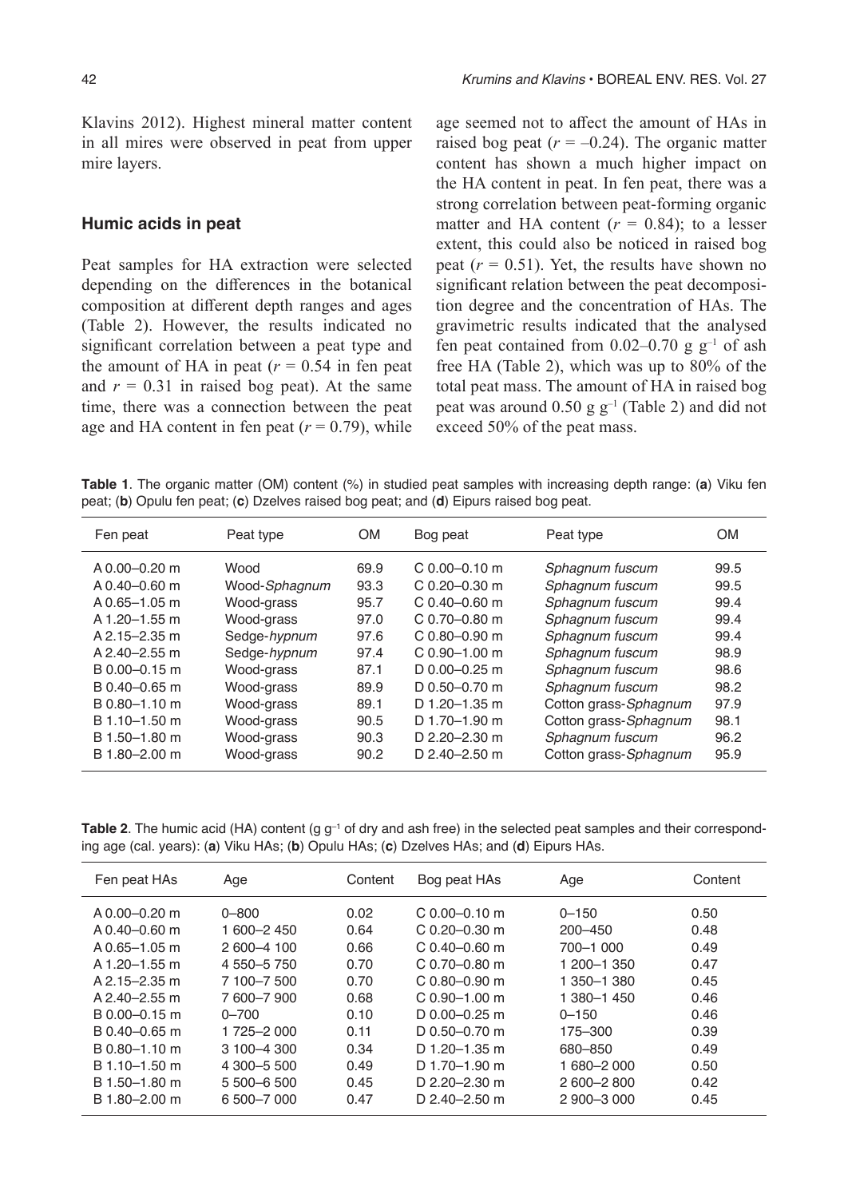Klavins 2012). Highest mineral matter content in all mires were observed in peat from upper mire layers.

### Humic acids in peat

Peat samples for HA extraction were selected depending on the differences in the botanical composition at different depth ranges and ages (Table 2). However, the results indicated no significant correlation between a peat type and the amount of HA in peat ($r = 0.54$ in fen peat and $r = 0.31$ in raised bog peat). At the same time, there was a connection between the peat age and HA content in fen peat ($r = 0.79$), while age seemed not to affect the amount of HAs in raised bog peat ($r = -0.24$). The organic matter content has shown a much higher impact on the HA content in peat. In fen peat, there was a strong correlation between peat-forming organic matter and HA content ($r = 0.84$); to a lesser extent, this could also be noticed in raised bog peat ($r = 0.51$). Yet, the results have shown no significant relation between the peat decomposition degree and the concentration of HAs. The gravimetric results indicated that the analysed fen peat contained from 0.02–0.70 g $g^{-1}$ of ash free HA (Table 2), which was up to 80% of the total peat mass. The amount of HA in raised bog peat was around 0.50 g $g^{-1}$ (Table 2) and did not exceed 50% of the peat mass.

**Table 1**. The organic matter (OM) content (%) in studied peat samples with increasing depth range: (**a**) Viku fen peat; (**b**) Opulu fen peat; (**c**) Dzelves raised bog peat; and (**d**) Eipurs raised bog peat.

| Fen peat | Peat type | OM | Bog peat | Peat type | OM |
|---|---|---|---|---|---|
| A 0.00–0.20 m | Wood | 69.9 | C 0.00–0.10 m | *Sphagnum fuscum* | 99.5 |
| A 0.40–0.60 m | Wood-*Sphagnum* | 93.3 | C 0.20–0.30 m | *Sphagnum fuscum* | 99.5 |
| A 0.65–1.05 m | Wood-grass | 95.7 | C 0.40–0.60 m | *Sphagnum fuscum* | 99.4 |
| A 1.20–1.55 m | Wood-grass | 97.0 | C 0.70–0.80 m | *Sphagnum fuscum* | 99.4 |
| A 2.15–2.35 m | Sedge-*hypnum* | 97.6 | C 0.80–0.90 m | *Sphagnum fuscum* | 99.4 |
| A 2.40–2.55 m | Sedge-*hypnum* | 97.4 | C 0.90–1.00 m | *Sphagnum fuscum* | 98.9 |
| B 0.00–0.15 m | Wood-grass | 87.1 | D 0.00–0.25 m | *Sphagnum fuscum* | 98.6 |
| B 0.40–0.65 m | Wood-grass | 89.9 | D 0.50–0.70 m | *Sphagnum fuscum* | 98.2 |
| B 0.80–1.10 m | Wood-grass | 89.1 | D 1.20–1.35 m | Cotton grass-*Sphagnum* | 97.9 |
| B 1.10–1.50 m | Wood-grass | 90.5 | D 1.70–1.90 m | Cotton grass-*Sphagnum* | 98.1 |
| B 1.50–1.80 m | Wood-grass | 90.3 | D 2.20–2.30 m | *Sphagnum fuscum* | 96.2 |
| B 1.80–2.00 m | Wood-grass | 90.2 | D 2.40–2.50 m | Cotton grass-*Sphagnum* | 95.9 |

**Table 2**. The humic acid (HA) content (g $g^{-1}$ of dry and ash free) in the selected peat samples and their corresponding age (cal. years): (**a**) Viku HAs; (**b**) Opulu HAs; (**c**) Dzelves HAs; and (**d**) Eipurs HAs.

| Fen peat HAs | Age | Content | Bog peat HAs | Age | Content |
|---|---|---|---|---|---|
| A 0.00–0.20 m | 0–800 | 0.02 | C 0.00–0.10 m | 0–150 | 0.50 |
| A 0.40–0.60 m | 1 600–2 450 | 0.64 | C 0.20–0.30 m | 200–450 | 0.48 |
| A 0.65–1.05 m | 2 600–4 100 | 0.66 | C 0.40–0.60 m | 700–1 000 | 0.49 |
| A 1.20–1.55 m | 4 550–5 750 | 0.70 | C 0.70–0.80 m | 1 200–1 350 | 0.47 |
| A 2.15–2.35 m | 7 100–7 500 | 0.70 | C 0.80–0.90 m | 1 350–1 380 | 0.45 |
| A 2.40–2.55 m | 7 600–7 900 | 0.68 | C 0.90–1.00 m | 1 380–1 450 | 0.46 |
| B 0.00–0.15 m | 0–700 | 0.10 | D 0.00–0.25 m | 0–150 | 0.46 |
| B 0.40–0.65 m | 1 725–2 000 | 0.11 | D 0.50–0.70 m | 175–300 | 0.39 |
| B 0.80–1.10 m | 3 100–4 300 | 0.34 | D 1.20–1.35 m | 680–850 | 0.49 |
| B 1.10–1.50 m | 4 300–5 500 | 0.49 | D 1.70–1.90 m | 1 680–2 000 | 0.50 |
| B 1.50–1.80 m | 5 500–6 500 | 0.45 | D 2.20–2.30 m | 2 600–2 800 | 0.42 |
| B 1.80–2.00 m | 6 500–7 000 | 0.47 | D 2.40–2.50 m | 2 900–3 000 | 0.45 |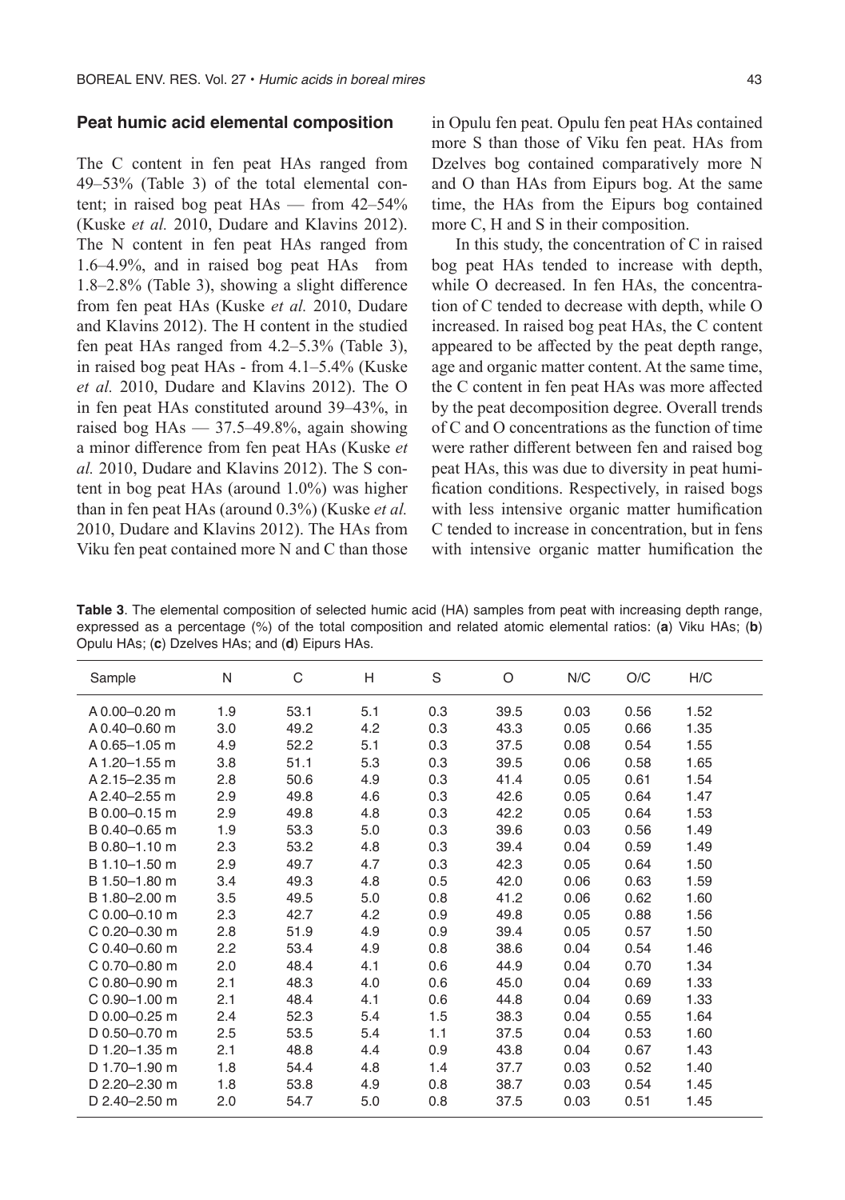## Peat humic acid elemental composition

The C content in fen peat HAs ranged from 49–53% (Table 3) of the total elemental content; in raised bog peat HAs — from 42–54% (Kuske *et al.* 2010, Dudare and Klavins 2012). The N content in fen peat HAs ranged from 1.6–4.9%, and in raised bog peat HAs from 1.8–2.8% (Table 3), showing a slight difference from fen peat HAs (Kuske *et al.* 2010, Dudare and Klavins 2012). The H content in the studied fen peat HAs ranged from 4.2–5.3% (Table 3), in raised bog peat HAs - from 4.1–5.4% (Kuske *et al.* 2010, Dudare and Klavins 2012). The O in fen peat HAs constituted around 39–43%, in raised bog HAs — 37.5–49.8%, again showing a minor difference from fen peat HAs (Kuske *et al.* 2010, Dudare and Klavins 2012). The S content in bog peat HAs (around 1.0%) was higher than in fen peat HAs (around 0.3%) (Kuske *et al.* 2010, Dudare and Klavins 2012). The HAs from Viku fen peat contained more N and C than those in Opulu fen peat. Opulu fen peat HAs contained more S than those of Viku fen peat. HAs from Dzelves bog contained comparatively more N and O than HAs from Eipurs bog. At the same time, the HAs from the Eipurs bog contained more C, H and S in their composition.

In this study, the concentration of C in raised bog peat HAs tended to increase with depth, while O decreased. In fen HAs, the concentration of C tended to decrease with depth, while O increased. In raised bog peat HAs, the C content appeared to be affected by the peat depth range, age and organic matter content. At the same time, the C content in fen peat HAs was more affected by the peat decomposition degree. Overall trends of C and O concentrations as the function of time were rather different between fen and raised bog peat HAs, this was due to diversity in peat humification conditions. Respectively, in raised bogs with less intensive organic matter humification C tended to increase in concentration, but in fens with intensive organic matter humification the

**Table 3**. The elemental composition of selected humic acid (HA) samples from peat with increasing depth range, expressed as a percentage (%) of the total composition and related atomic elemental ratios: (**a**) Viku HAs; (**b**) Opulu HAs; (**c**) Dzelves HAs; and (**d**) Eipurs HAs.

| Sample | N | C | H | S | O | N/C | O/C | H/C |
|---|---|---|---|---|---|---|---|---|
| A 0.00–0.20 m | 1.9 | 53.1 | 5.1 | 0.3 | 39.5 | 0.03 | 0.56 | 1.52 |
| A 0.40–0.60 m | 3.0 | 49.2 | 4.2 | 0.3 | 43.3 | 0.05 | 0.66 | 1.35 |
| A 0.65–1.05 m | 4.9 | 52.2 | 5.1 | 0.3 | 37.5 | 0.08 | 0.54 | 1.55 |
| A 1.20–1.55 m | 3.8 | 51.1 | 5.3 | 0.3 | 39.5 | 0.06 | 0.58 | 1.65 |
| A 2.15–2.35 m | 2.8 | 50.6 | 4.9 | 0.3 | 41.4 | 0.05 | 0.61 | 1.54 |
| A 2.40–2.55 m | 2.9 | 49.8 | 4.6 | 0.3 | 42.6 | 0.05 | 0.64 | 1.47 |
| B 0.00–0.15 m | 2.9 | 49.8 | 4.8 | 0.3 | 42.2 | 0.05 | 0.64 | 1.53 |
| B 0.40–0.65 m | 1.9 | 53.3 | 5.0 | 0.3 | 39.6 | 0.03 | 0.56 | 1.49 |
| B 0.80–1.10 m | 2.3 | 53.2 | 4.8 | 0.3 | 39.4 | 0.04 | 0.59 | 1.49 |
| B 1.10–1.50 m | 2.9 | 49.7 | 4.7 | 0.3 | 42.3 | 0.05 | 0.64 | 1.50 |
| B 1.50–1.80 m | 3.4 | 49.3 | 4.8 | 0.5 | 42.0 | 0.06 | 0.63 | 1.59 |
| B 1.80–2.00 m | 3.5 | 49.5 | 5.0 | 0.8 | 41.2 | 0.06 | 0.62 | 1.60 |
| C 0.00–0.10 m | 2.3 | 42.7 | 4.2 | 0.9 | 49.8 | 0.05 | 0.88 | 1.56 |
| C 0.20–0.30 m | 2.8 | 51.9 | 4.9 | 0.9 | 39.4 | 0.05 | 0.57 | 1.50 |
| C 0.40–0.60 m | 2.2 | 53.4 | 4.9 | 0.8 | 38.6 | 0.04 | 0.54 | 1.46 |
| C 0.70–0.80 m | 2.0 | 48.4 | 4.1 | 0.6 | 44.9 | 0.04 | 0.70 | 1.34 |
| C 0.80–0.90 m | 2.1 | 48.3 | 4.0 | 0.6 | 45.0 | 0.04 | 0.69 | 1.33 |
| C 0.90–1.00 m | 2.1 | 48.4 | 4.1 | 0.6 | 44.8 | 0.04 | 0.69 | 1.33 |
| D 0.00–0.25 m | 2.4 | 52.3 | 5.4 | 1.5 | 38.3 | 0.04 | 0.55 | 1.64 |
| D 0.50–0.70 m | 2.5 | 53.5 | 5.4 | 1.1 | 37.5 | 0.04 | 0.53 | 1.60 |
| D 1.20–1.35 m | 2.1 | 48.8 | 4.4 | 0.9 | 43.8 | 0.04 | 0.67 | 1.43 |
| D 1.70–1.90 m | 1.8 | 54.4 | 4.8 | 1.4 | 37.7 | 0.03 | 0.52 | 1.40 |
| D 2.20–2.30 m | 1.8 | 53.8 | 4.9 | 0.8 | 38.7 | 0.03 | 0.54 | 1.45 |
| D 2.40–2.50 m | 2.0 | 54.7 | 5.0 | 0.8 | 37.5 | 0.03 | 0.51 | 1.45 |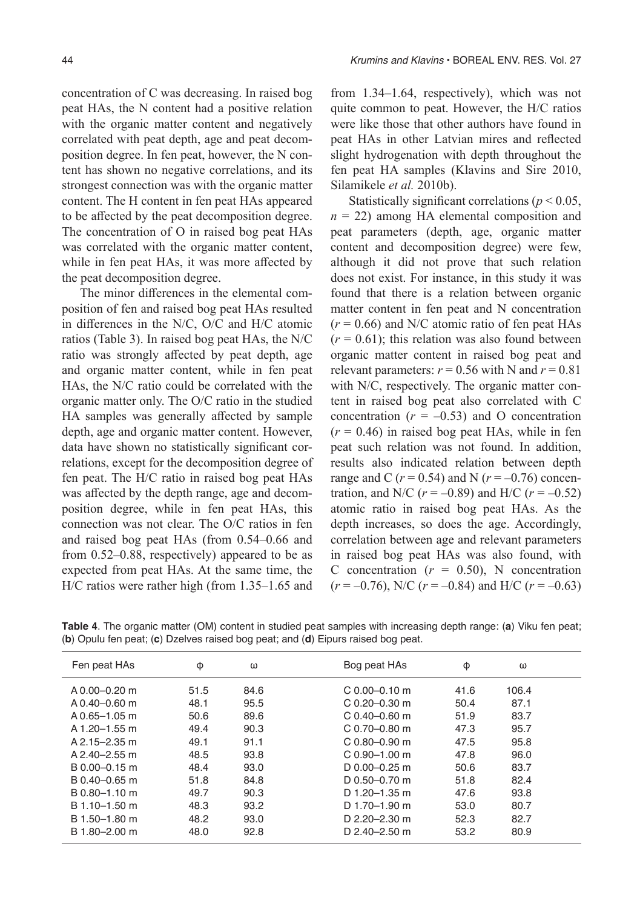concentration of C was decreasing. In raised bog peat HAs, the N content had a positive relation with the organic matter content and negatively correlated with peat depth, age and peat decomposition degree. In fen peat, however, the N content has shown no negative correlations, and its strongest connection was with the organic matter content. The H content in fen peat HAs appeared to be affected by the peat decomposition degree. The concentration of O in raised bog peat HAs was correlated with the organic matter content, while in fen peat HAs, it was more affected by the peat decomposition degree.

The minor differences in the elemental composition of fen and raised bog peat HAs resulted in differences in the N/C, O/C and H/C atomic ratios (Table 3). In raised bog peat HAs, the N/C ratio was strongly affected by peat depth, age and organic matter content, while in fen peat HAs, the N/C ratio could be correlated with the organic matter only. The O/C ratio in the studied HA samples was generally affected by sample depth, age and organic matter content. However, data have shown no statistically significant correlations, except for the decomposition degree of fen peat. The H/C ratio in raised bog peat HAs was affected by the depth range, age and decomposition degree, while in fen peat HAs, this connection was not clear. The O/C ratios in fen and raised bog peat HAs (from 0.54–0.66 and from 0.52–0.88, respectively) appeared to be as expected from peat HAs. At the same time, the H/C ratios were rather high (from 1.35–1.65 and from 1.34–1.64, respectively), which was not quite common to peat. However, the H/C ratios were like those that other authors have found in peat HAs in other Latvian mires and reflected slight hydrogenation with depth throughout the fen peat HA samples (Klavins and Sire 2010, Silamikele *et al.* 2010b).

Statistically significant correlations ($p < 0.05$, $n = 22$) among HA elemental composition and peat parameters (depth, age, organic matter content and decomposition degree) were few, although it did not prove that such relation does not exist. For instance, in this study it was found that there is a relation between organic matter content in fen peat and N concentration ($r = 0.66$) and N/C atomic ratio of fen peat HAs ($r = 0.61$); this relation was also found between organic matter content in raised bog peat and relevant parameters: $r = 0.56$ with N and $r = 0.81$ with N/C, respectively. The organic matter content in raised bog peat also correlated with C concentration ($r = -0.53$) and O concentration ($r = 0.46$) in raised bog peat HAs, while in fen peat such relation was not found. In addition, results also indicated relation between depth range and C ($r = 0.54$) and N ($r = -0.76$) concentration, and N/C ($r = -0.89$) and H/C ($r = -0.52$) atomic ratio in raised bog peat HAs. As the depth increases, so does the age. Accordingly, correlation between age and relevant parameters in raised bog peat HAs was also found, with C concentration ($r = 0.50$), N concentration ($r = -0.76$), N/C ($r = -0.84$) and H/C ($r = -0.63$)

**Table 4**. The organic matter (OM) content in studied peat samples with increasing depth range: (**a**) Viku fen peat; (**b**) Opulu fen peat; (**c**) Dzelves raised bog peat; and (**d**) Eipurs raised bog peat.

| Fen peat HAs | ϕ | ω | Bog peat HAs | ϕ | ω |
|---|---|---|---|---|---|
| A 0.00–0.20 m | 51.5 | 84.6 | C 0.00–0.10 m | 41.6 | 106.4 |
| A 0.40–0.60 m | 48.1 | 95.5 | C 0.20–0.30 m | 50.4 | 87.1 |
| A 0.65–1.05 m | 50.6 | 89.6 | C 0.40–0.60 m | 51.9 | 83.7 |
| A 1.20–1.55 m | 49.4 | 90.3 | C 0.70–0.80 m | 47.3 | 95.7 |
| A 2.15–2.35 m | 49.1 | 91.1 | C 0.80–0.90 m | 47.5 | 95.8 |
| A 2.40–2.55 m | 48.5 | 93.8 | C 0.90–1.00 m | 47.8 | 96.0 |
| B 0.00–0.15 m | 48.4 | 93.0 | D 0.00–0.25 m | 50.6 | 83.7 |
| B 0.40–0.65 m | 51.8 | 84.8 | D 0.50–0.70 m | 51.8 | 82.4 |
| B 0.80–1.10 m | 49.7 | 90.3 | D 1.20–1.35 m | 47.6 | 93.8 |
| B 1.10–1.50 m | 48.3 | 93.2 | D 1.70–1.90 m | 53.0 | 80.7 |
| B 1.50–1.80 m | 48.2 | 93.0 | D 2.20–2.30 m | 52.3 | 82.7 |
| B 1.80–2.00 m | 48.0 | 92.8 | D 2.40–2.50 m | 53.2 | 80.9 |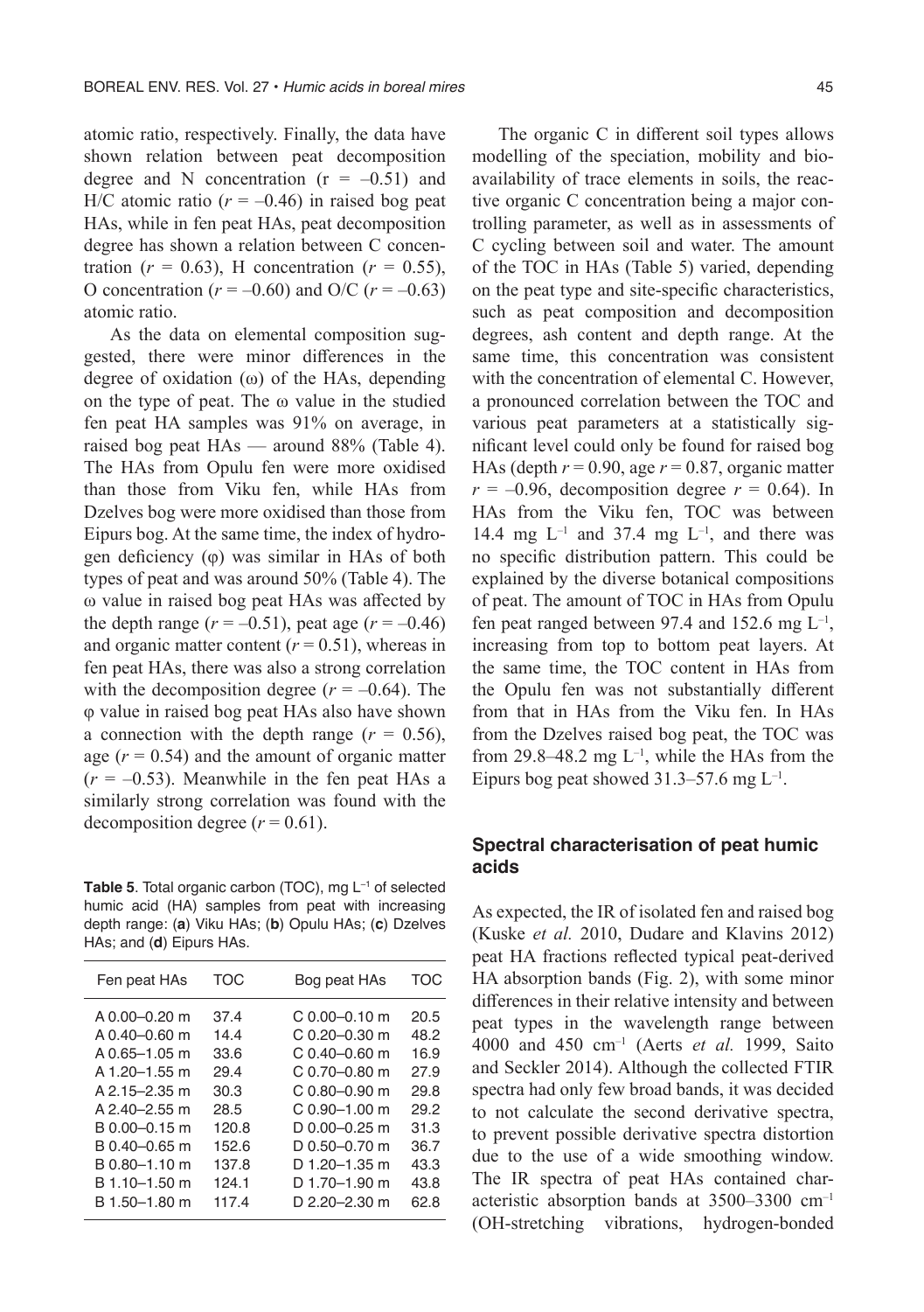atomic ratio, respectively. Finally, the data have shown relation between peat decomposition degree and N concentration ($r = -0.51$) and H/C atomic ratio ($r = -0.46$) in raised bog peat HAs, while in fen peat HAs, peat decomposition degree has shown a relation between C concentration ($r = 0.63$), H concentration ($r = 0.55$), O concentration ($r = -0.60$) and O/C ($r = -0.63$) atomic ratio.

As the data on elemental composition suggested, there were minor differences in the degree of oxidation ($\omega$) of the HAs, depending on the type of peat. The $\omega$ value in the studied fen peat HA samples was 91% on average, in raised bog peat HAs — around 88% (Table 4). The HAs from Opulu fen were more oxidised than those from Viku fen, while HAs from Dzelves bog were more oxidised than those from Eipurs bog. At the same time, the index of hydrogen deficiency ($\varphi$) was similar in HAs of both types of peat and was around 50% (Table 4). The $\omega$ value in raised bog peat HAs was affected by the depth range ($r = -0.51$), peat age ($r = -0.46$) and organic matter content ($r = 0.51$), whereas in fen peat HAs, there was also a strong correlation with the decomposition degree ($r = -0.64$). The $\varphi$ value in raised bog peat HAs also have shown a connection with the depth range ($r = 0.56$), age ($r = 0.54$) and the amount of organic matter ($r = -0.53$). Meanwhile in the fen peat HAs a similarly strong correlation was found with the decomposition degree ($r = 0.61$).

**Table 5**. Total organic carbon (TOC), mg L$^{-1}$ of selected humic acid (HA) samples from peat with increasing depth range: (**a**) Viku HAs; (**b**) Opulu HAs; (**c**) Dzelves HAs; and (**d**) Eipurs HAs.

| Fen peat HAs | TOC | Bog peat HAs | TOC |
|---|---|---|---|
| A 0.00–0.20 m | 37.4 | C 0.00–0.10 m | 20.5 |
| A 0.40–0.60 m | 14.4 | C 0.20–0.30 m | 48.2 |
| A 0.65–1.05 m | 33.6 | C 0.40–0.60 m | 16.9 |
| A 1.20–1.55 m | 29.4 | C 0.70–0.80 m | 27.9 |
| A 2.15–2.35 m | 30.3 | C 0.80–0.90 m | 29.8 |
| A 2.40–2.55 m | 28.5 | C 0.90–1.00 m | 29.2 |
| B 0.00–0.15 m | 120.8 | D 0.00–0.25 m | 31.3 |
| B 0.40–0.65 m | 152.6 | D 0.50–0.70 m | 36.7 |
| B 0.80–1.10 m | 137.8 | D 1.20–1.35 m | 43.3 |
| B 1.10–1.50 m | 124.1 | D 1.70–1.90 m | 43.8 |
| B 1.50–1.80 m | 117.4 | D 2.20–2.30 m | 62.8 |

The organic C in different soil types allows modelling of the speciation, mobility and bioavailability of trace elements in soils, the reactive organic C concentration being a major controlling parameter, as well as in assessments of C cycling between soil and water. The amount of the TOC in HAs (Table 5) varied, depending on the peat type and site-specific characteristics, such as peat composition and decomposition degrees, ash content and depth range. At the same time, this concentration was consistent with the concentration of elemental C. However, a pronounced correlation between the TOC and various peat parameters at a statistically significant level could only be found for raised bog HAs (depth $r = 0.90$, age $r = 0.87$, organic matter $r = -0.96$, decomposition degree $r = 0.64$). In HAs from the Viku fen, TOC was between 14.4 mg L$^{-1}$ and 37.4 mg L$^{-1}$, and there was no specific distribution pattern. This could be explained by the diverse botanical compositions of peat. The amount of TOC in HAs from Opulu fen peat ranged between 97.4 and 152.6 mg L$^{-1}$, increasing from top to bottom peat layers. At the same time, the TOC content in HAs from the Opulu fen was not substantially different from that in HAs from the Viku fen. In HAs from the Dzelves raised bog peat, the TOC was from 29.8–48.2 mg L$^{-1}$, while the HAs from the Eipurs bog peat showed 31.3–57.6 mg L$^{-1}$.

### Spectral characterisation of peat humic acids

As expected, the IR of isolated fen and raised bog (Kuske *et al.* 2010, Dudare and Klavins 2012) peat HA fractions reflected typical peat-derived HA absorption bands (Fig. 2), with some minor differences in their relative intensity and between peat types in the wavelength range between 4000 and 450 cm$^{-1}$ (Aerts *et al.* 1999, Saito and Seckler 2014). Although the collected FTIR spectra had only few broad bands, it was decided to not calculate the second derivative spectra, to prevent possible derivative spectra distortion due to the use of a wide smoothing window. The IR spectra of peat HAs contained characteristic absorption bands at 3500–3300 cm$^{-1}$ (OH-stretching vibrations, hydrogen-bonded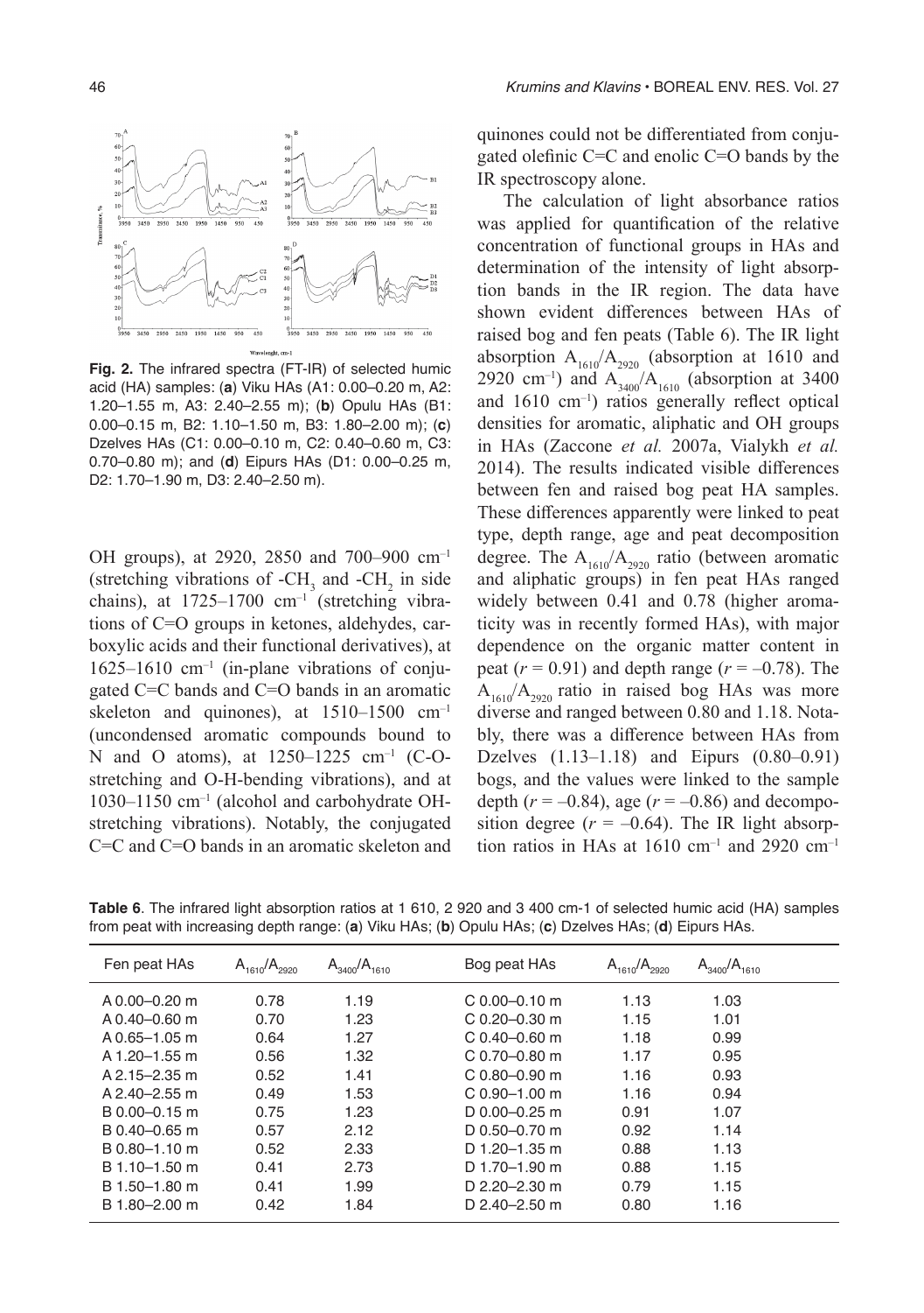**Fig. 2.** The infrared spectra (FT-IR) of selected humic acid (HA) samples: (**a**) Viku HAs (A1: 0.00–0.20 m, A2: 1.20–1.55 m, A3: 2.40–2.55 m); (**b**) Opulu HAs (B1: 0.00–0.15 m, B2: 1.10–1.50 m, B3: 1.80–2.00 m); (**c**) Dzelves HAs (C1: 0.00–0.10 m, C2: 0.40–0.60 m, C3: 0.70–0.80 m); and (**d**) Eipurs HAs (D1: 0.00–0.25 m, D2: 1.70–1.90 m, D3: 2.40–2.50 m).

OH groups), at 2920, 2850 and 700–900 cm$^{-1}$ (stretching vibrations of -$CH_3$ and -$CH_2$ in side chains), at 1725–1700 cm$^{-1}$ (stretching vibrations of C=O groups in ketones, aldehydes, carboxylic acids and their functional derivatives), at 1625–1610 cm$^{-1}$ (in-plane vibrations of conjugated C=C bands and C=O bands in an aromatic skeleton and quinones), at 1510–1500 cm$^{-1}$ (uncondensed aromatic compounds bound to N and O atoms), at 1250–1225 cm$^{-1}$ (C-O-stretching and O-H-bending vibrations), and at 1030–1150 cm$^{-1}$ (alcohol and carbohydrate OH-stretching vibrations). Notably, the conjugated C=C and C=O bands in an aromatic skeleton and quinones could not be differentiated from conjugated olefinic C=C and enolic C=O bands by the IR spectroscopy alone.

The calculation of light absorbance ratios was applied for quantification of the relative concentration of functional groups in HAs and determination of the intensity of light absorption bands in the IR region. The data have shown evident differences between HAs of raised bog and fen peats (Table 6). The IR light absorption $A_{1610}/A_{2920}$ (absorption at 1610 and 2920 cm$^{-1}$) and $A_{3400}/A_{1610}$ (absorption at 3400 and 1610 cm$^{-1}$) ratios generally reflect optical densities for aromatic, aliphatic and OH groups in HAs (Zaccone *et al.* 2007a, Vialykh *et al.* 2014). The results indicated visible differences between fen and raised bog peat HA samples. These differences apparently were linked to peat type, depth range, age and peat decomposition degree. The $A_{1610}/A_{2920}$ ratio (between aromatic and aliphatic groups) in fen peat HAs ranged widely between 0.41 and 0.78 (higher aromaticity was in recently formed HAs), with major dependence on the organic matter content in peat ($r = 0.91$) and depth range ($r = -0.78$). The $A_{1610}/A_{2920}$ ratio in raised bog HAs was more diverse and ranged between 0.80 and 1.18. Notably, there was a difference between HAs from Dzelves (1.13–1.18) and Eipurs (0.80–0.91) bogs, and the values were linked to the sample depth ($r = -0.84$), age ($r = -0.86$) and decomposition degree ($r = -0.64$). The IR light absorption ratios in HAs at 1610 cm$^{-1}$ and 2920 cm$^{-1}$

**Table 6**. The infrared light absorption ratios at 1 610, 2 920 and 3 400 cm-1 of selected humic acid (HA) samples from peat with increasing depth range: (**a**) Viku HAs; (**b**) Opulu HAs; (**c**) Dzelves HAs; (**d**) Eipurs HAs.

| Fen peat HAs | $A_{1610}/A_{2920}$ | $A_{3400}/A_{1610}$ | Bog peat HAs | $A_{1610}/A_{2920}$ | $A_{3400}/A_{1610}$ |
|---|---|---|---|---|---|
| A 0.00–0.20 m | 0.78 | 1.19 | C 0.00–0.10 m | 1.13 | 1.03 |
| A 0.40–0.60 m | 0.70 | 1.23 | C 0.20–0.30 m | 1.15 | 1.01 |
| A 0.65–1.05 m | 0.64 | 1.27 | C 0.40–0.60 m | 1.18 | 0.99 |
| A 1.20–1.55 m | 0.56 | 1.32 | C 0.70–0.80 m | 1.17 | 0.95 |
| A 2.15–2.35 m | 0.52 | 1.41 | C 0.80–0.90 m | 1.16 | 0.93 |
| A 2.40–2.55 m | 0.49 | 1.53 | C 0.90–1.00 m | 1.16 | 0.94 |
| B 0.00–0.15 m | 0.75 | 1.23 | D 0.00–0.25 m | 0.91 | 1.07 |
| B 0.40–0.65 m | 0.57 | 2.12 | D 0.50–0.70 m | 0.92 | 1.14 |
| B 0.80–1.10 m | 0.52 | 2.33 | D 1.20–1.35 m | 0.88 | 1.13 |
| B 1.10–1.50 m | 0.41 | 2.73 | D 1.70–1.90 m | 0.88 | 1.15 |
| B 1.50–1.80 m | 0.41 | 1.99 | D 2.20–2.30 m | 0.79 | 1.15 |
| B 1.80–2.00 m | 0.42 | 1.84 | D 2.40–2.50 m | 0.80 | 1.16 |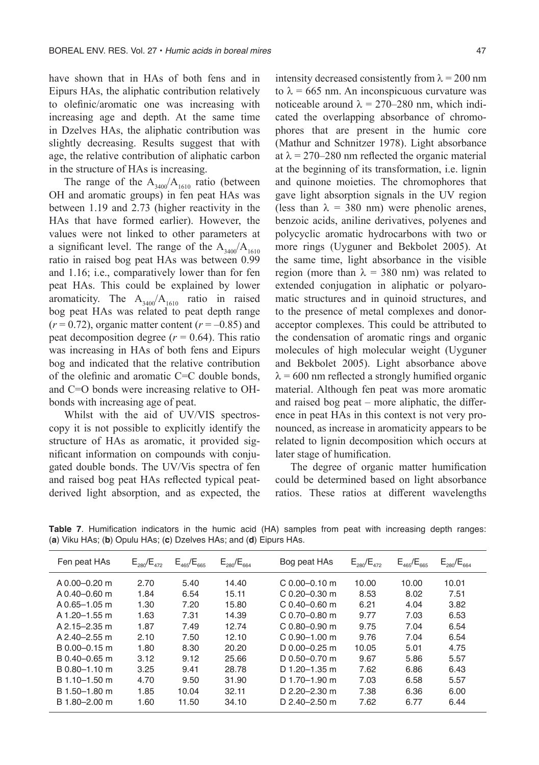have shown that in HAs of both fens and in Eipurs HAs, the aliphatic contribution relatively to olefinic/aromatic one was increasing with increasing age and depth. At the same time in Dzelves HAs, the aliphatic contribution was slightly decreasing. Results suggest that with age, the relative contribution of aliphatic carbon in the structure of HAs is increasing.

The range of the $A_{3400}/A_{1610}$ ratio (between OH and aromatic groups) in fen peat HAs was between 1.19 and 2.73 (higher reactivity in the HAs that have formed earlier). However, the values were not linked to other parameters at a significant level. The range of the $A_{3400}/A_{1610}$ ratio in raised bog peat HAs was between 0.99 and 1.16; i.e., comparatively lower than for fen peat HAs. This could be explained by lower aromaticity. The $A_{3400}/A_{1610}$ ratio in raised bog peat HAs was related to peat depth range ($r = 0.72$), organic matter content ($r = –0.85$) and peat decomposition degree ($r = 0.64$). This ratio was increasing in HAs of both fens and Eipurs bog and indicated that the relative contribution of the olefinic and aromatic C=C double bonds, and C=O bonds were increasing relative to OH-bonds with increasing age of peat.

Whilst with the aid of UV/VIS spectroscopy it is not possible to explicitly identify the structure of HAs as aromatic, it provided significant information on compounds with conjugated double bonds. The UV/Vis spectra of fen and raised bog peat HAs reflected typical peat-derived light absorption, and as expected, the intensity decreased consistently from $\lambda = 200$ nm to $\lambda = 665$ nm. An inconspicuous curvature was noticeable around $\lambda = 270–280$ nm, which indicated the overlapping absorbance of chromophores that are present in the humic core (Mathur and Schnitzer 1978). Light absorbance at $\lambda = 270–280$ nm reflected the organic material at the beginning of its transformation, i.e. lignin and quinone moieties. The chromophores that gave light absorption signals in the UV region (less than $\lambda = 380$ nm) were phenolic arenes, benzoic acids, aniline derivatives, polyenes and polycyclic aromatic hydrocarbons with two or more rings (Uyguner and Bekbolet 2005). At the same time, light absorbance in the visible region (more than $\lambda = 380$ nm) was related to extended conjugation in aliphatic or polyaromatic structures and in quinoid structures, and to the presence of metal complexes and donor-acceptor complexes. This could be attributed to the condensation of aromatic rings and organic molecules of high molecular weight (Uyguner and Bekbolet 2005). Light absorbance above $\lambda = 600$ nm reflected a strongly humified organic material. Although fen peat was more aromatic and raised bog peat – more aliphatic, the difference in peat HAs in this context is not very pronounced, as increase in aromaticity appears to be related to lignin decomposition which occurs at later stage of humification.

The degree of organic matter humification could be determined based on light absorbance ratios. These ratios at different wavelengths

**Table 7**. Humification indicators in the humic acid (HA) samples from peat with increasing depth ranges: (**a**) Viku HAs; (**b**) Opulu HAs; (**c**) Dzelves HAs; and (**d**) Eipurs HAs.

| Fen peat HAs | $E_{280}/E_{472}$ | $E_{465}/E_{665}$ | $E_{280}/E_{664}$ | Bog peat HAs | $E_{280}/E_{472}$ | $E_{465}/E_{665}$ | $E_{280}/E_{664}$ |
|---|---|---|---|---|---|---|---|
| A 0.00–0.20 m | 2.70 | 5.40 | 14.40 | C 0.00–0.10 m | 10.00 | 10.00 | 10.01 |
| A 0.40–0.60 m | 1.84 | 6.54 | 15.11 | C 0.20–0.30 m | 8.53 | 8.02 | 7.51 |
| A 0.65–1.05 m | 1.30 | 7.20 | 15.80 | C 0.40–0.60 m | 6.21 | 4.04 | 3.82 |
| A 1.20–1.55 m | 1.63 | 7.31 | 14.39 | C 0.70–0.80 m | 9.77 | 7.03 | 6.53 |
| A 2.15–2.35 m | 1.87 | 7.49 | 12.74 | C 0.80–0.90 m | 9.75 | 7.04 | 6.54 |
| A 2.40–2.55 m | 2.10 | 7.50 | 12.10 | C 0.90–1.00 m | 9.76 | 7.04 | 6.54 |
| B 0.00–0.15 m | 1.80 | 8.30 | 20.20 | D 0.00–0.25 m | 10.05 | 5.01 | 4.75 |
| B 0.40–0.65 m | 3.12 | 9.12 | 25.66 | D 0.50–0.70 m | 9.67 | 5.86 | 5.57 |
| B 0.80–1.10 m | 3.25 | 9.41 | 28.78 | D 1.20–1.35 m | 7.62 | 6.86 | 6.43 |
| B 1.10–1.50 m | 4.70 | 9.50 | 31.90 | D 1.70–1.90 m | 7.03 | 6.58 | 5.57 |
| B 1.50–1.80 m | 1.85 | 10.04 | 32.11 | D 2.20–2.30 m | 7.38 | 6.36 | 6.00 |
| B 1.80–2.00 m | 1.60 | 11.50 | 34.10 | D 2.40–2.50 m | 7.62 | 6.77 | 6.44 |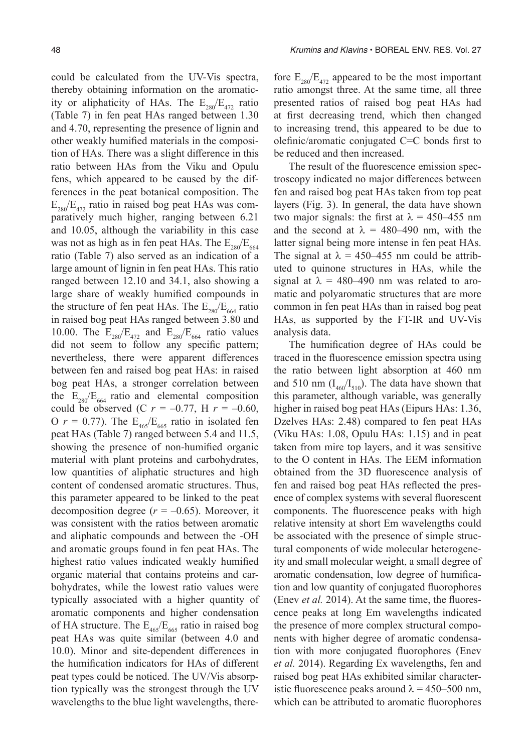could be calculated from the UV-Vis spectra, thereby obtaining information on the aromaticity or aliphaticity of HAs. The $E_{280}/E_{472}$ ratio (Table 7) in fen peat HAs ranged between 1.30 and 4.70, representing the presence of lignin and other weakly humified materials in the composition of HAs. There was a slight difference in this ratio between HAs from the Viku and Opulu fens, which appeared to be caused by the differences in the peat botanical composition. The $E_{280}/E_{472}$ ratio in raised bog peat HAs was comparatively much higher, ranging between 6.21 and 10.05, although the variability in this case was not as high as in fen peat HAs. The $E_{280}/E_{664}$ ratio (Table 7) also served as an indication of a large amount of lignin in fen peat HAs. This ratio ranged between 12.10 and 34.1, also showing a large share of weakly humified compounds in the structure of fen peat HAs. The $E_{280}/E_{664}$ ratio in raised bog peat HAs ranged between 3.80 and 10.00. The $E_{280}/E_{472}$ and $E_{280}/E_{664}$ ratio values did not seem to follow any specific pattern; nevertheless, there were apparent differences between fen and raised bog peat HAs: in raised bog peat HAs, a stronger correlation between the $E_{280}/E_{664}$ ratio and elemental composition could be observed (C $r = -0.77$, H $r = -0.60$, O $r = 0.77$). The $E_{465}/E_{665}$ ratio in isolated fen peat HAs (Table 7) ranged between 5.4 and 11.5, showing the presence of non-humified organic material with plant proteins and carbohydrates, low quantities of aliphatic structures and high content of condensed aromatic structures. Thus, this parameter appeared to be linked to the peat decomposition degree ($r = -0.65$). Moreover, it was consistent with the ratios between aromatic and aliphatic compounds and between the -OH and aromatic groups found in fen peat HAs. The highest ratio values indicated weakly humified organic material that contains proteins and carbohydrates, while the lowest ratio values were typically associated with a higher quantity of aromatic components and higher condensation of HA structure. The $E_{465}/E_{665}$ ratio in raised bog peat HAs was quite similar (between 4.0 and 10.0). Minor and site-dependent differences in the humification indicators for HAs of different peat types could be noticed. The UV/Vis absorption typically was the strongest through the UV wavelengths to the blue light wavelengths, therefore $E_{280}/E_{472}$ appeared to be the most important ratio amongst three. At the same time, all three presented ratios of raised bog peat HAs had at first decreasing trend, which then changed to increasing trend, this appeared to be due to olefinic/aromatic conjugated C=C bonds first to be reduced and then increased.

The result of the fluorescence emission spectroscopy indicated no major differences between fen and raised bog peat HAs taken from top peat layers (Fig. 3). In general, the data have shown two major signals: the first at $\lambda = 450$–$455$ nm and the second at $\lambda = 480$–$490$ nm, with the latter signal being more intense in fen peat HAs. The signal at $\lambda = 450$–$455$ nm could be attributed to quinone structures in HAs, while the signal at $\lambda = 480$–$490$ nm was related to aromatic and polyaromatic structures that are more common in fen peat HAs than in raised bog peat HAs, as supported by the FT-IR and UV-Vis analysis data.

The humification degree of HAs could be traced in the fluorescence emission spectra using the ratio between light absorption at 460 nm and 510 nm ($I_{460}/I_{510}$). The data have shown that this parameter, although variable, was generally higher in raised bog peat HAs (Eipurs HAs: 1.36, Dzelves HAs: 2.48) compared to fen peat HAs (Viku HAs: 1.08, Opulu HAs: 1.15) and in peat taken from mire top layers, and it was sensitive to the O content in HAs. The EEM information obtained from the 3D fluorescence analysis of fen and raised bog peat HAs reflected the presence of complex systems with several fluorescent components. The fluorescence peaks with high relative intensity at short Em wavelengths could be associated with the presence of simple structural components of wide molecular heterogeneity and small molecular weight, a small degree of aromatic condensation, low degree of humification and low quantity of conjugated fluorophores (Enev *et al.* 2014). At the same time, the fluorescence peaks at long Em wavelengths indicated the presence of more complex structural components with higher degree of aromatic condensation with more conjugated fluorophores (Enev *et al.* 2014). Regarding Ex wavelengths, fen and raised bog peat HAs exhibited similar characteristic fluorescence peaks around $\lambda = 450$–$500$ nm, which can be attributed to aromatic fluorophores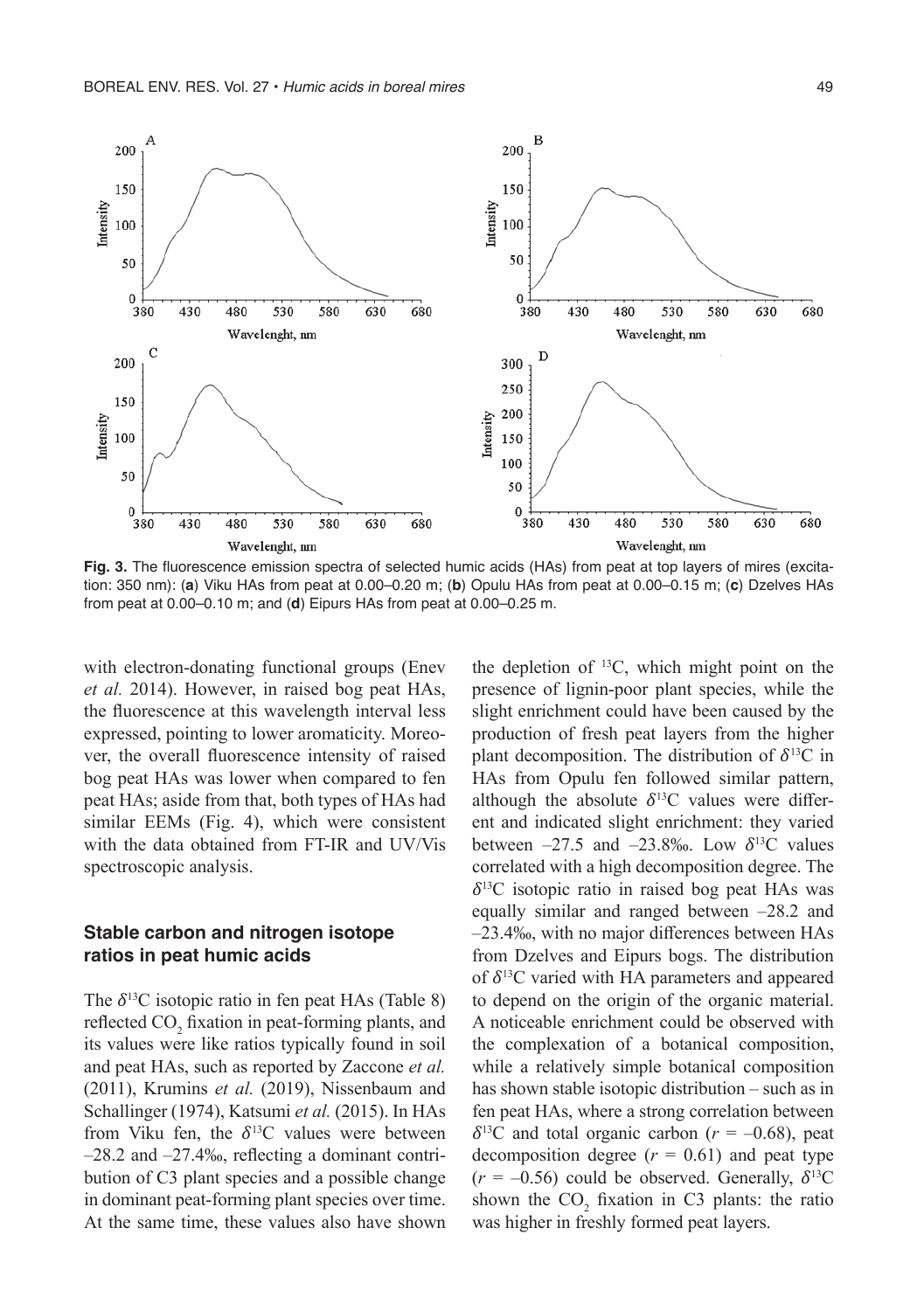**Fig. 3.** The fluorescence emission spectra of selected humic acids (HAs) from peat at top layers of mires (excitation: 350 nm): (**a**) Viku HAs from peat at 0.00–0.20 m; (**b**) Opulu HAs from peat at 0.00–0.15 m; (**c**) Dzelves HAs from peat at 0.00–0.10 m; and (**d**) Eipurs HAs from peat at 0.00–0.25 m.

with electron-donating functional groups (Enev *et al.* 2014). However, in raised bog peat HAs, the fluorescence at this wavelength interval less expressed, pointing to lower aromaticity. Moreover, the overall fluorescence intensity of raised bog peat HAs was lower when compared to fen peat HAs; aside from that, both types of HAs had similar EEMs (Fig. 4), which were consistent with the data obtained from FT-IR and UV/Vis spectroscopic analysis.

### Stable carbon and nitrogen isotope ratios in peat humic acids

The $\delta^{13}C$ isotopic ratio in fen peat HAs (Table 8) reflected $CO_2$ fixation in peat-forming plants, and its values were like ratios typically found in soil and peat HAs, such as reported by Zaccone *et al.* (2011), Krumins *et al.* (2019), Nissenbaum and Schallinger (1974), Katsumi *et al.* (2015). In HAs from Viku fen, the $\delta^{13}C$ values were between –28.2 and –27.4‰, reflecting a dominant contribution of C3 plant species and a possible change in dominant peat-forming plant species over time. At the same time, these values also have shown the depletion of $^{13}C$, which might point on the presence of lignin-poor plant species, while the slight enrichment could have been caused by the production of fresh peat layers from the higher plant decomposition. The distribution of $\delta^{13}C$ in HAs from Opulu fen followed similar pattern, although the absolute $\delta^{13}C$ values were different and indicated slight enrichment: they varied between –27.5 and –23.8‰. Low $\delta^{13}C$ values correlated with a high decomposition degree. The $\delta^{13}C$ isotopic ratio in raised bog peat HAs was equally similar and ranged between –28.2 and –23.4‰, with no major differences between HAs from Dzelves and Eipurs bogs. The distribution of $\delta^{13}C$ varied with HA parameters and appeared to depend on the origin of the organic material. A noticeable enrichment could be observed with the complexation of a botanical composition, while a relatively simple botanical composition has shown stable isotopic distribution – such as in fen peat HAs, where a strong correlation between $\delta^{13}C$ and total organic carbon ($r$ = –0.68), peat decomposition degree ($r$ = 0.61) and peat type ($r$ = –0.56) could be observed. Generally, $\delta^{13}C$ shown the $CO_2$ fixation in C3 plants: the ratio was higher in freshly formed peat layers.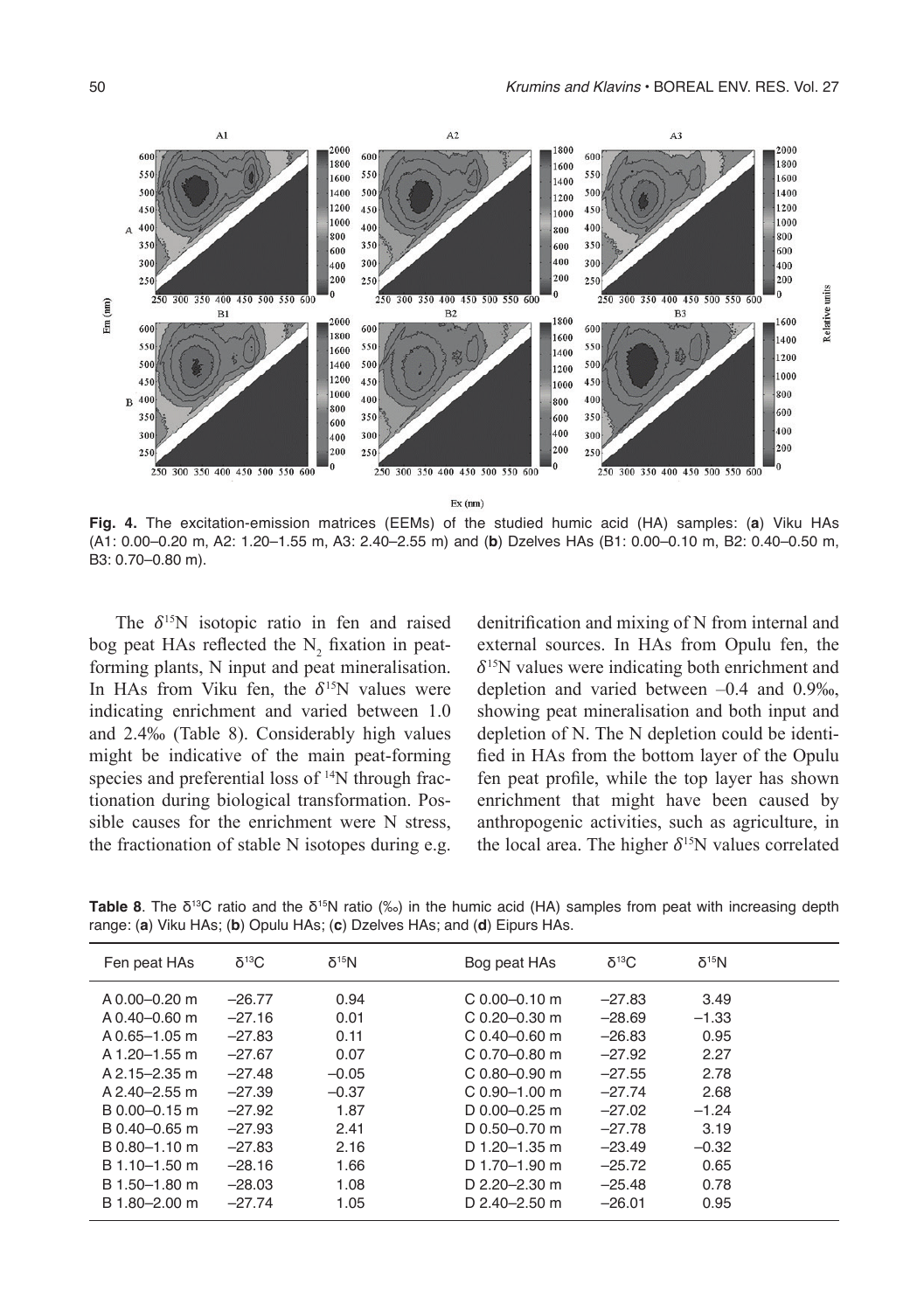**Fig. 4.** The excitation-emission matrices (EEMs) of the studied humic acid (HA) samples: (**a**) Viku HAs (A1: 0.00–0.20 m, A2: 1.20–1.55 m, A3: 2.40–2.55 m) and (**b**) Dzelves HAs (B1: 0.00–0.10 m, B2: 0.40–0.50 m, B3: 0.70–0.80 m).

The $\delta^{15}N$ isotopic ratio in fen and raised bog peat HAs reflected the $N_2$ fixation in peat-forming plants, N input and peat mineralisation. In HAs from Viku fen, the $\delta^{15}N$ values were indicating enrichment and varied between 1.0 and 2.4‰ (Table 8). Considerably high values might be indicative of the main peat-forming species and preferential loss of $^{14}N$ through fractionation during biological transformation. Possible causes for the enrichment were N stress, the fractionation of stable N isotopes during e.g. denitrification and mixing of N from internal and external sources. In HAs from Opulu fen, the $\delta^{15}N$ values were indicating both enrichment and depletion and varied between –0.4 and 0.9‰, showing peat mineralisation and both input and depletion of N. The N depletion could be identified in HAs from the bottom layer of the Opulu fen peat profile, while the top layer has shown enrichment that might have been caused by anthropogenic activities, such as agriculture, in the local area. The higher $\delta^{15}N$ values correlated

**Table 8**. The $\delta^{13}C$ ratio and the $\delta^{15}N$ ratio (‰) in the humic acid (HA) samples from peat with increasing depth range: (**a**) Viku HAs; (**b**) Opulu HAs; (**c**) Dzelves HAs; and (**d**) Eipurs HAs.

| Fen peat HAs | $\delta^{13}C$ | $\delta^{15}N$ | Bog peat HAs | $\delta^{13}C$ | $\delta^{15}N$ |
|---|---|---|---|---|---|
| A 0.00–0.20 m | –26.77 | 0.94 | C 0.00–0.10 m | –27.83 | 3.49 |
| A 0.40–0.60 m | –27.16 | 0.01 | C 0.20–0.30 m | –28.69 | –1.33 |
| A 0.65–1.05 m | –27.83 | 0.11 | C 0.40–0.60 m | –26.83 | 0.95 |
| A 1.20–1.55 m | –27.67 | 0.07 | C 0.70–0.80 m | –27.92 | 2.27 |
| A 2.15–2.35 m | –27.48 | –0.05 | C 0.80–0.90 m | –27.55 | 2.78 |
| A 2.40–2.55 m | –27.39 | –0.37 | C 0.90–1.00 m | –27.74 | 2.68 |
| B 0.00–0.15 m | –27.92 | 1.87 | D 0.00–0.25 m | –27.02 | –1.24 |
| B 0.40–0.65 m | –27.93 | 2.41 | D 0.50–0.70 m | –27.78 | 3.19 |
| B 0.80–1.10 m | –27.83 | 2.16 | D 1.20–1.35 m | –23.49 | –0.32 |
| B 1.10–1.50 m | –28.16 | 1.66 | D 1.70–1.90 m | –25.72 | 0.65 |
| B 1.50–1.80 m | –28.03 | 1.08 | D 2.20–2.30 m | –25.48 | 0.78 |
| B 1.80–2.00 m | –27.74 | 1.05 | D 2.40–2.50 m | –26.01 | 0.95 |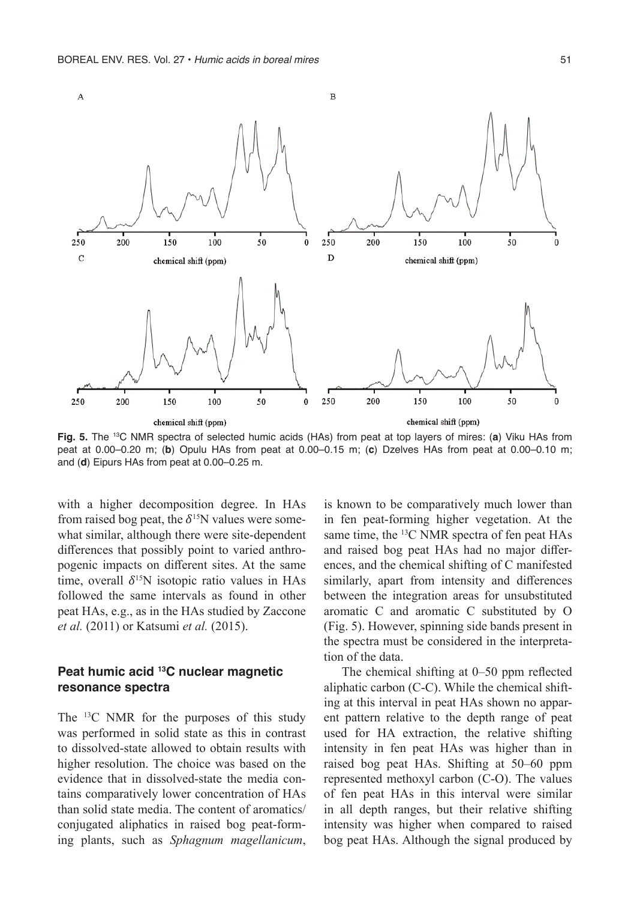**Fig. 5.** The $^{13}C$ NMR spectra of selected humic acids (HAs) from peat at top layers of mires: (**a**) Viku HAs from peat at 0.00–0.20 m; (**b**) Opulu HAs from peat at 0.00–0.15 m; (**c**) Dzelves HAs from peat at 0.00–0.10 m; and (**d**) Eipurs HAs from peat at 0.00–0.25 m.

with a higher decomposition degree. In HAs from raised bog peat, the $\delta^{15}N$ values were somewhat similar, although there were site-dependent differences that possibly point to varied anthropogenic impacts on different sites. At the same time, overall $\delta^{15}N$ isotopic ratio values in HAs followed the same intervals as found in other peat HAs, e.g., as in the HAs studied by Zaccone *et al.* (2011) or Katsumi *et al.* (2015).

## Peat humic acid $^{13}C$ nuclear magnetic resonance spectra

The $^{13}C$ NMR for the purposes of this study was performed in solid state as this in contrast to dissolved-state allowed to obtain results with higher resolution. The choice was based on the evidence that in dissolved-state the media contains comparatively lower concentration of HAs than solid state media. The content of aromatics/conjugated aliphatics in raised bog peat-forming plants, such as *Sphagnum magellanicum*, is known to be comparatively much lower than in fen peat-forming higher vegetation. At the same time, the $^{13}C$ NMR spectra of fen peat HAs and raised bog peat HAs had no major differences, and the chemical shifting of C manifested similarly, apart from intensity and differences between the integration areas for unsubstituted aromatic C and aromatic C substituted by O (Fig. 5). However, spinning side bands present in the spectra must be considered in the interpretation of the data.

The chemical shifting at 0–50 ppm reflected aliphatic carbon (C-C). While the chemical shifting at this interval in peat HAs shown no apparent pattern relative to the depth range of peat used for HA extraction, the relative shifting intensity in fen peat HAs was higher than in raised bog peat HAs. Shifting at 50–60 ppm represented methoxyl carbon (C-O). The values of fen peat HAs in this interval were similar in all depth ranges, but their relative shifting intensity was higher when compared to raised bog peat HAs. Although the signal produced by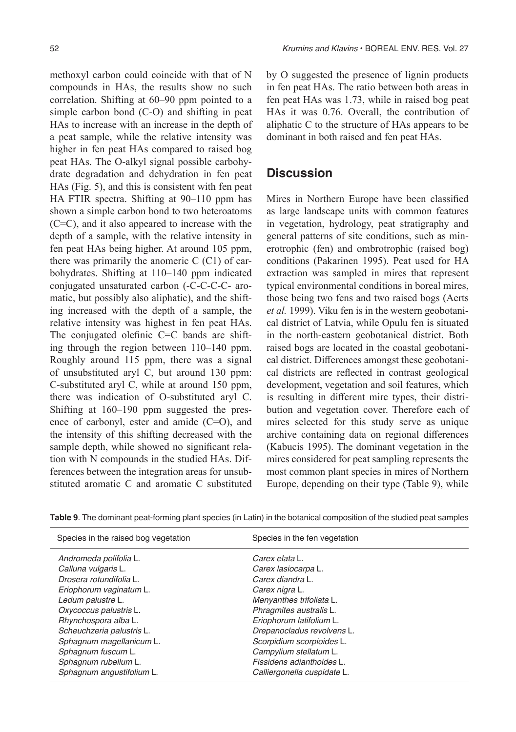methoxyl carbon could coincide with that of N compounds in HAs, the results show no such correlation. Shifting at 60–90 ppm pointed to a simple carbon bond (C-O) and shifting in peat HAs to increase with an increase in the depth of a peat sample, while the relative intensity was higher in fen peat HAs compared to raised bog peat HAs. The O-alkyl signal possible carbohydrate degradation and dehydration in fen peat HAs (Fig. 5), and this is consistent with fen peat HA FTIR spectra. Shifting at 90–110 ppm has shown a simple carbon bond to two heteroatoms (C=C), and it also appeared to increase with the depth of a sample, with the relative intensity in fen peat HAs being higher. At around 105 ppm, there was primarily the anomeric C (C1) of carbohydrates. Shifting at 110–140 ppm indicated conjugated unsaturated carbon (-C-C-C-C- aromatic, but possibly also aliphatic), and the shifting increased with the depth of a sample, the relative intensity was highest in fen peat HAs. The conjugated olefinic C=C bands are shifting through the region between 110–140 ppm. Roughly around 115 ppm, there was a signal of unsubstituted aryl C, but around 130 ppm: C-substituted aryl C, while at around 150 ppm, there was indication of O-substituted aryl C. Shifting at 160–190 ppm suggested the presence of carbonyl, ester and amide (C=O), and the intensity of this shifting decreased with the sample depth, while showed no significant relation with N compounds in the studied HAs. Differences between the integration areas for unsubstituted aromatic C and aromatic C substituted by O suggested the presence of lignin products in fen peat HAs. The ratio between both areas in fen peat HAs was 1.73, while in raised bog peat HAs it was 0.76. Overall, the contribution of aliphatic C to the structure of HAs appears to be dominant in both raised and fen peat HAs.

## Discussion

Mires in Northern Europe have been classified as large landscape units with common features in vegetation, hydrology, peat stratigraphy and general patterns of site conditions, such as minerotrophic (fen) and ombrotrophic (raised bog) conditions (Pakarinen 1995). Peat used for HA extraction was sampled in mires that represent typical environmental conditions in boreal mires, those being two fens and two raised bogs (Aerts *et al.* 1999). Viku fen is in the western geobotanical district of Latvia, while Opulu fen is situated in the north-eastern geobotanical district. Both raised bogs are located in the coastal geobotanical district. Differences amongst these geobotanical districts are reflected in contrast geological development, vegetation and soil features, which is resulting in different mire types, their distribution and vegetation cover. Therefore each of mires selected for this study serve as unique archive containing data on regional differences (Kabucis 1995). The dominant vegetation in the mires considered for peat sampling represents the most common plant species in mires of Northern Europe, depending on their type (Table 9), while

**Table 9**. The dominant peat-forming plant species (in Latin) in the botanical composition of the studied peat samples

| Species in the raised bog vegetation | Species in the fen vegetation |
|---|---|
| *Andromeda polifolia* L. | *Carex elata* L. |
| *Calluna vulgaris* L. | *Carex lasiocarpa* L. |
| *Drosera rotundifolia* L. | *Carex diandra* L. |
| *Eriophorum vaginatum* L. | *Carex nigra* L. |
| *Ledum palustre* L. | *Menyanthes trifoliata* L. |
| *Oxycoccus palustris* L. | *Phragmites australis* L. |
| *Rhynchospora alba* L. | *Eriophorum latifolium* L. |
| *Scheuchzeria palustris* L. | *Drepanocladus revolvens* L. |
| *Sphagnum magellanicum* L. | *Scorpidium scorpioides* L. |
| *Sphagnum fuscum* L. | *Campylium stellatum* L. |
| *Sphagnum rubellum* L. | *Fissidens adianthoides* L. |
| *Sphagnum angustifolium* L. | *Calliergonella cuspidate* L. |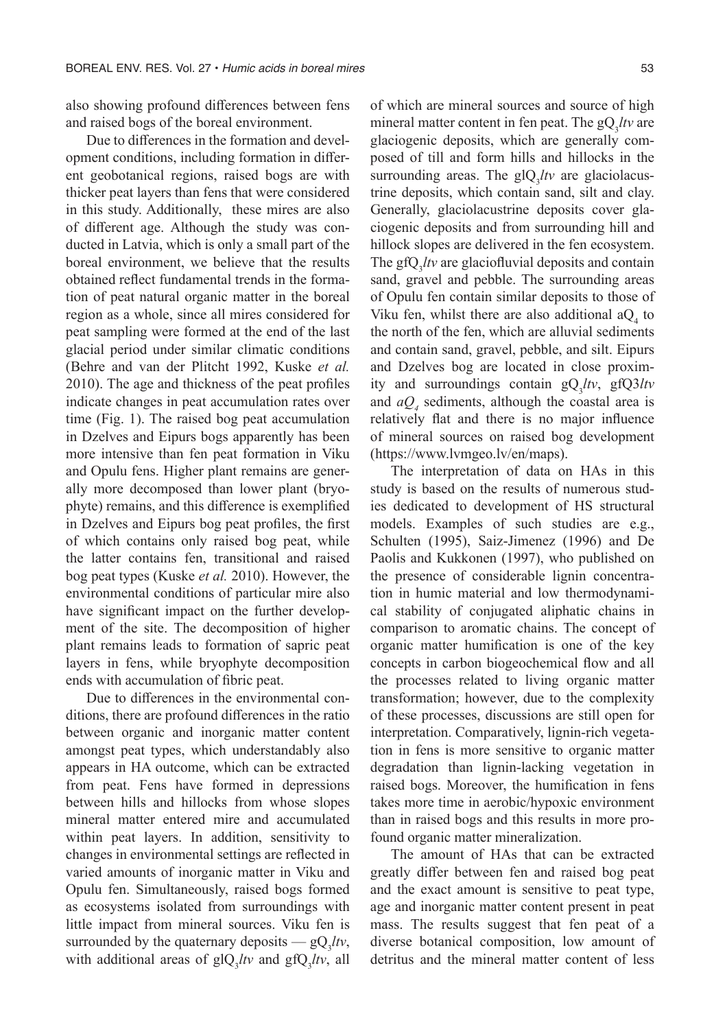also showing profound differences between fens and raised bogs of the boreal environment.

Due to differences in the formation and development conditions, including formation in different geobotanical regions, raised bogs are with thicker peat layers than fens that were considered in this study. Additionally, these mires are also of different age. Although the study was conducted in Latvia, which is only a small part of the boreal environment, we believe that the results obtained reflect fundamental trends in the formation of peat natural organic matter in the boreal region as a whole, since all mires considered for peat sampling were formed at the end of the last glacial period under similar climatic conditions (Behre and van der Plitcht 1992, Kuske *et al.* 2010). The age and thickness of the peat profiles indicate changes in peat accumulation rates over time (Fig. 1). The raised bog peat accumulation in Dzelves and Eipurs bogs apparently has been more intensive than fen peat formation in Viku and Opulu fens. Higher plant remains are generally more decomposed than lower plant (bryophyte) remains, and this difference is exemplified in Dzelves and Eipurs bog peat profiles, the first of which contains only raised bog peat, while the latter contains fen, transitional and raised bog peat types (Kuske *et al.* 2010). However, the environmental conditions of particular mire also have significant impact on the further development of the site. The decomposition of higher plant remains leads to formation of sapric peat layers in fens, while bryophyte decomposition ends with accumulation of fibric peat.

Due to differences in the environmental conditions, there are profound differences in the ratio between organic and inorganic matter content amongst peat types, which understandably also appears in HA outcome, which can be extracted from peat. Fens have formed in depressions between hills and hillocks from whose slopes mineral matter entered mire and accumulated within peat layers. In addition, sensitivity to changes in environmental settings are reflected in varied amounts of inorganic matter in Viku and Opulu fen. Simultaneously, raised bogs formed as ecosystems isolated from surroundings with little impact from mineral sources. Viku fen is surrounded by the quaternary deposits — $gQ_3$*ltv*, with additional areas of $glQ_3$*ltv* and $gfQ_3$*ltv*, all of which are mineral sources and source of high mineral matter content in fen peat. The $gQ_3$*ltv* are glaciogenic deposits, which are generally composed of till and form hills and hillocks in the surrounding areas. The $glQ_3$*ltv* are glaciolacustrine deposits, which contain sand, silt and clay. Generally, glaciolacustrine deposits cover glaciogenic deposits and from surrounding hill and hillock slopes are delivered in the fen ecosystem. The $gfQ_3$*ltv* are glaciofluvial deposits and contain sand, gravel and pebble. The surrounding areas of Opulu fen contain similar deposits to those of Viku fen, whilst there are also additional $aQ_4$ to the north of the fen, which are alluvial sediments and contain sand, gravel, pebble, and silt. Eipurs and Dzelves bog are located in close proximity and surroundings contain $gQ_3$*ltv*, gfQ3*ltv* and $aQ_4$ sediments, although the coastal area is relatively flat and there is no major influence of mineral sources on raised bog development (https://www.lvmgeo.lv/en/maps).

The interpretation of data on HAs in this study is based on the results of numerous studies dedicated to development of HS structural models. Examples of such studies are e.g., Schulten (1995), Saiz-Jimenez (1996) and De Paolis and Kukkonen (1997), who published on the presence of considerable lignin concentration in humic material and low thermodynamical stability of conjugated aliphatic chains in comparison to aromatic chains. The concept of organic matter humification is one of the key concepts in carbon biogeochemical flow and all the processes related to living organic matter transformation; however, due to the complexity of these processes, discussions are still open for interpretation. Comparatively, lignin-rich vegetation in fens is more sensitive to organic matter degradation than lignin-lacking vegetation in raised bogs. Moreover, the humification in fens takes more time in aerobic/hypoxic environment than in raised bogs and this results in more profound organic matter mineralization.

The amount of HAs that can be extracted greatly differ between fen and raised bog peat and the exact amount is sensitive to peat type, age and inorganic matter content present in peat mass. The results suggest that fen peat of a diverse botanical composition, low amount of detritus and the mineral matter content of less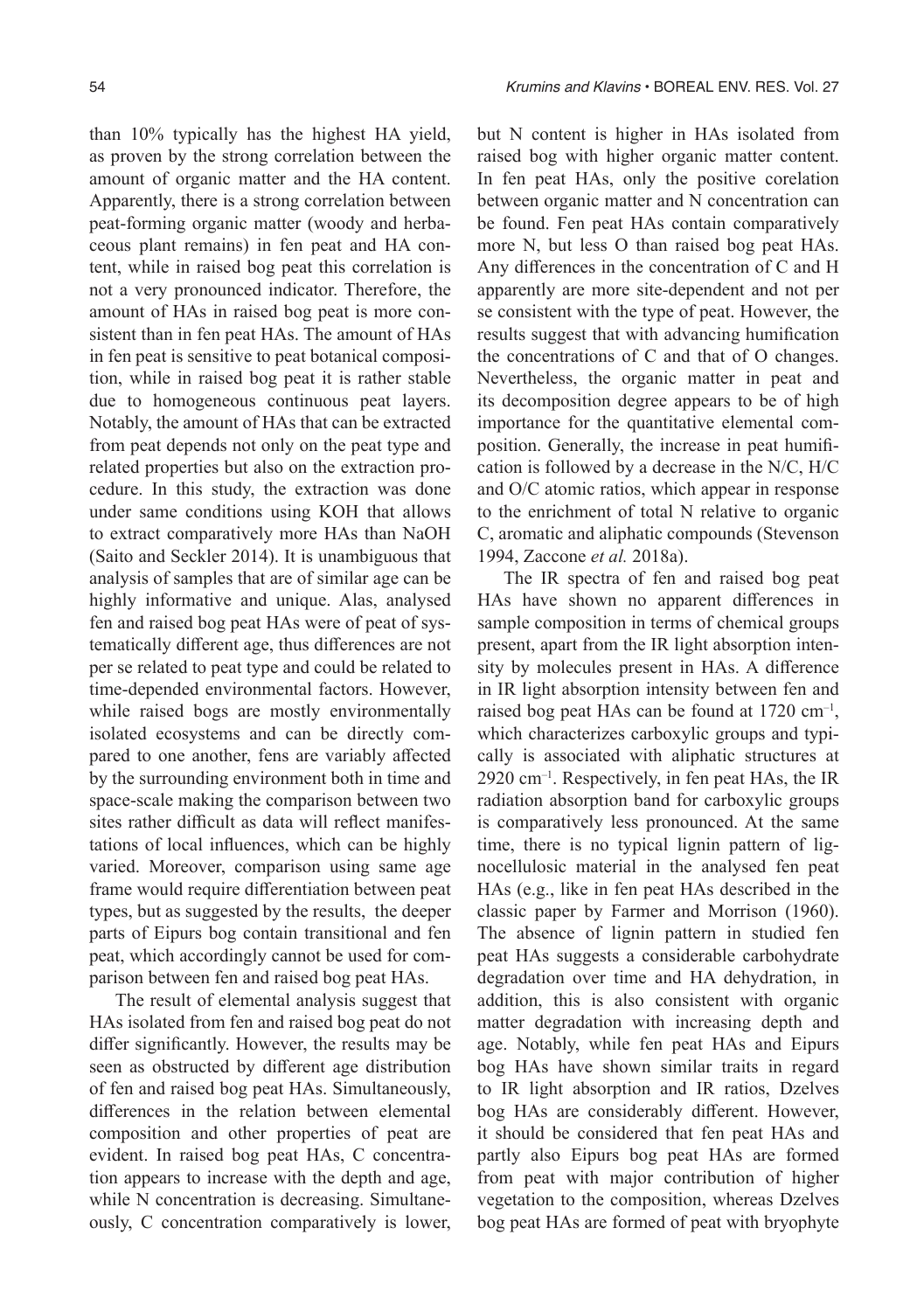than 10% typically has the highest HA yield, as proven by the strong correlation between the amount of organic matter and the HA content. Apparently, there is a strong correlation between peat-forming organic matter (woody and herbaceous plant remains) in fen peat and HA content, while in raised bog peat this correlation is not a very pronounced indicator. Therefore, the amount of HAs in raised bog peat is more consistent than in fen peat HAs. The amount of HAs in fen peat is sensitive to peat botanical composition, while in raised bog peat it is rather stable due to homogeneous continuous peat layers. Notably, the amount of HAs that can be extracted from peat depends not only on the peat type and related properties but also on the extraction procedure. In this study, the extraction was done under same conditions using KOH that allows to extract comparatively more HAs than NaOH (Saito and Seckler 2014). It is unambiguous that analysis of samples that are of similar age can be highly informative and unique. Alas, analysed fen and raised bog peat HAs were of peat of systematically different age, thus differences are not per se related to peat type and could be related to time-depended environmental factors. However, while raised bogs are mostly environmentally isolated ecosystems and can be directly compared to one another, fens are variably affected by the surrounding environment both in time and space-scale making the comparison between two sites rather difficult as data will reflect manifestations of local influences, which can be highly varied. Moreover, comparison using same age frame would require differentiation between peat types, but as suggested by the results, the deeper parts of Eipurs bog contain transitional and fen peat, which accordingly cannot be used for comparison between fen and raised bog peat HAs.

The result of elemental analysis suggest that HAs isolated from fen and raised bog peat do not differ significantly. However, the results may be seen as obstructed by different age distribution of fen and raised bog peat HAs. Simultaneously, differences in the relation between elemental composition and other properties of peat are evident. In raised bog peat HAs, C concentration appears to increase with the depth and age, while N concentration is decreasing. Simultaneously, C concentration comparatively is lower, but N content is higher in HAs isolated from raised bog with higher organic matter content. In fen peat HAs, only the positive corelation between organic matter and N concentration can be found. Fen peat HAs contain comparatively more N, but less O than raised bog peat HAs. Any differences in the concentration of C and H apparently are more site-dependent and not per se consistent with the type of peat. However, the results suggest that with advancing humification the concentrations of C and that of O changes. Nevertheless, the organic matter in peat and its decomposition degree appears to be of high importance for the quantitative elemental composition. Generally, the increase in peat humification is followed by a decrease in the N/C, H/C and O/C atomic ratios, which appear in response to the enrichment of total N relative to organic C, aromatic and aliphatic compounds (Stevenson 1994, Zaccone *et al.* 2018a).

The IR spectra of fen and raised bog peat HAs have shown no apparent differences in sample composition in terms of chemical groups present, apart from the IR light absorption intensity by molecules present in HAs. A difference in IR light absorption intensity between fen and raised bog peat HAs can be found at 1720 $cm^{-1}$, which characterizes carboxylic groups and typically is associated with aliphatic structures at 2920 $cm^{-1}$. Respectively, in fen peat HAs, the IR radiation absorption band for carboxylic groups is comparatively less pronounced. At the same time, there is no typical lignin pattern of lignocellulosic material in the analysed fen peat HAs (e.g., like in fen peat HAs described in the classic paper by Farmer and Morrison (1960). The absence of lignin pattern in studied fen peat HAs suggests a considerable carbohydrate degradation over time and HA dehydration, in addition, this is also consistent with organic matter degradation with increasing depth and age. Notably, while fen peat HAs and Eipurs bog HAs have shown similar traits in regard to IR light absorption and IR ratios, Dzelves bog HAs are considerably different. However, it should be considered that fen peat HAs and partly also Eipurs bog peat HAs are formed from peat with major contribution of higher vegetation to the composition, whereas Dzelves bog peat HAs are formed of peat with bryophyte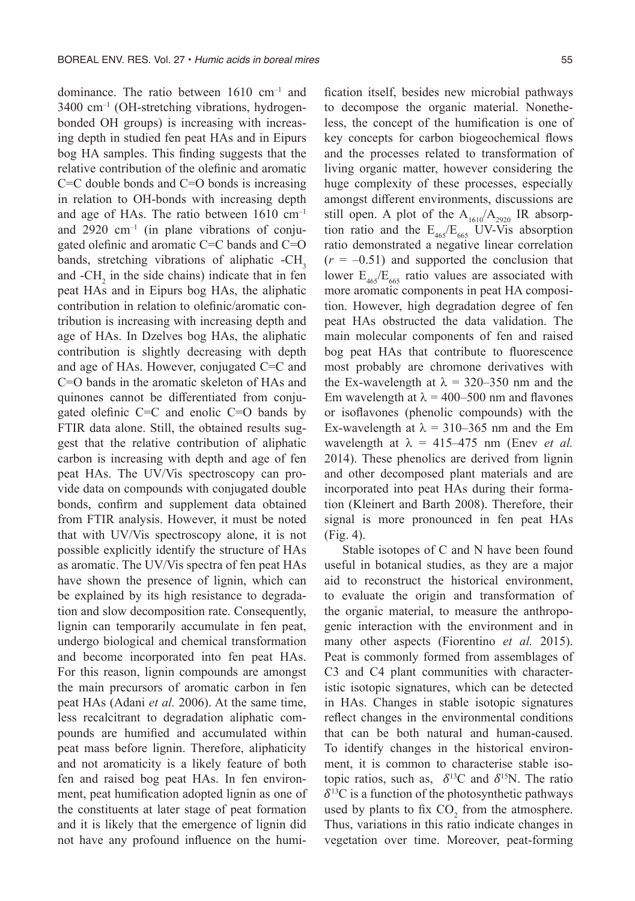dominance. The ratio between 1610 $cm^{-1}$ and 3400 $cm^{-1}$ (OH-stretching vibrations, hydrogen-bonded OH groups) is increasing with increasing depth in studied fen peat HAs and in Eipurs bog HA samples. This finding suggests that the relative contribution of the olefinic and aromatic C=C double bonds and C=O bonds is increasing in relation to OH-bonds with increasing depth and age of HAs. The ratio between 1610 $cm^{-1}$ and 2920 $cm^{-1}$ (in plane vibrations of conjugated olefinic and aromatic C=C bands and C=O bands, stretching vibrations of aliphatic $-CH_3$ and $-CH_2$ in the side chains) indicate that in fen peat HAs and in Eipurs bog HAs, the aliphatic contribution in relation to olefinic/aromatic contribution is increasing with increasing depth and age of HAs. In Dzelves bog HAs, the aliphatic contribution is slightly decreasing with depth and age of HAs. However, conjugated C=C and C=O bands in the aromatic skeleton of HAs and quinones cannot be differentiated from conjugated olefinic C=C and enolic C=O bands by FTIR data alone. Still, the obtained results suggest that the relative contribution of aliphatic carbon is increasing with depth and age of fen peat HAs. The UV/Vis spectroscopy can provide data on compounds with conjugated double bonds, confirm and supplement data obtained from FTIR analysis. However, it must be noted that with UV/Vis spectroscopy alone, it is not possible explicitly identify the structure of HAs as aromatic. The UV/Vis spectra of fen peat HAs have shown the presence of lignin, which can be explained by its high resistance to degradation and slow decomposition rate. Consequently, lignin can temporarily accumulate in fen peat, undergo biological and chemical transformation and become incorporated into fen peat HAs. For this reason, lignin compounds are amongst the main precursors of aromatic carbon in fen peat HAs (Adani *et al.* 2006). At the same time, less recalcitrant to degradation aliphatic compounds are humified and accumulated within peat mass before lignin. Therefore, aliphaticity and not aromaticity is a likely feature of both fen and raised bog peat HAs. In fen environment, peat humification adopted lignin as one of the constituents at later stage of peat formation and it is likely that the emergence of lignin did not have any profound influence on the humification itself, besides new microbial pathways to decompose the organic material. Nonetheless, the concept of the humification is one of key concepts for carbon biogeochemical flows and the processes related to transformation of living organic matter, however considering the huge complexity of these processes, especially amongst different environments, discussions are still open. A plot of the $A_{1610}/A_{2920}$ IR absorption ratio and the $E_{465}/E_{665}$ UV-Vis absorption ratio demonstrated a negative linear correlation ($r = -0.51$) and supported the conclusion that lower $E_{465}/E_{665}$ ratio values are associated with more aromatic components in peat HA composition. However, high degradation degree of fen peat HAs obstructed the data validation. The main molecular components of fen and raised bog peat HAs that contribute to fluorescence most probably are chromone derivatives with the Ex-wavelength at $\lambda = 320$–350 nm and the Em wavelength at $\lambda = 400$–500 nm and flavones or isoflavones (phenolic compounds) with the Ex-wavelength at $\lambda = 310$–365 nm and the Em wavelength at $\lambda = 415$–475 nm (Enev *et al.* 2014). These phenolics are derived from lignin and other decomposed plant materials and are incorporated into peat HAs during their formation (Kleinert and Barth 2008). Therefore, their signal is more pronounced in fen peat HAs (Fig. 4).

Stable isotopes of C and N have been found useful in botanical studies, as they are a major aid to reconstruct the historical environment, to evaluate the origin and transformation of the organic material, to measure the anthropogenic interaction with the environment and in many other aspects (Fiorentino *et al.* 2015). Peat is commonly formed from assemblages of C3 and C4 plant communities with characteristic isotopic signatures, which can be detected in HAs. Changes in stable isotopic signatures reflect changes in the environmental conditions that can be both natural and human-caused. To identify changes in the historical environment, it is common to characterise stable isotopic ratios, such as, $\delta^{13}C$ and $\delta^{15}N$. The ratio $\delta^{13}C$ is a function of the photosynthetic pathways used by plants to fix $CO_2$ from the atmosphere. Thus, variations in this ratio indicate changes in vegetation over time. Moreover, peat-forming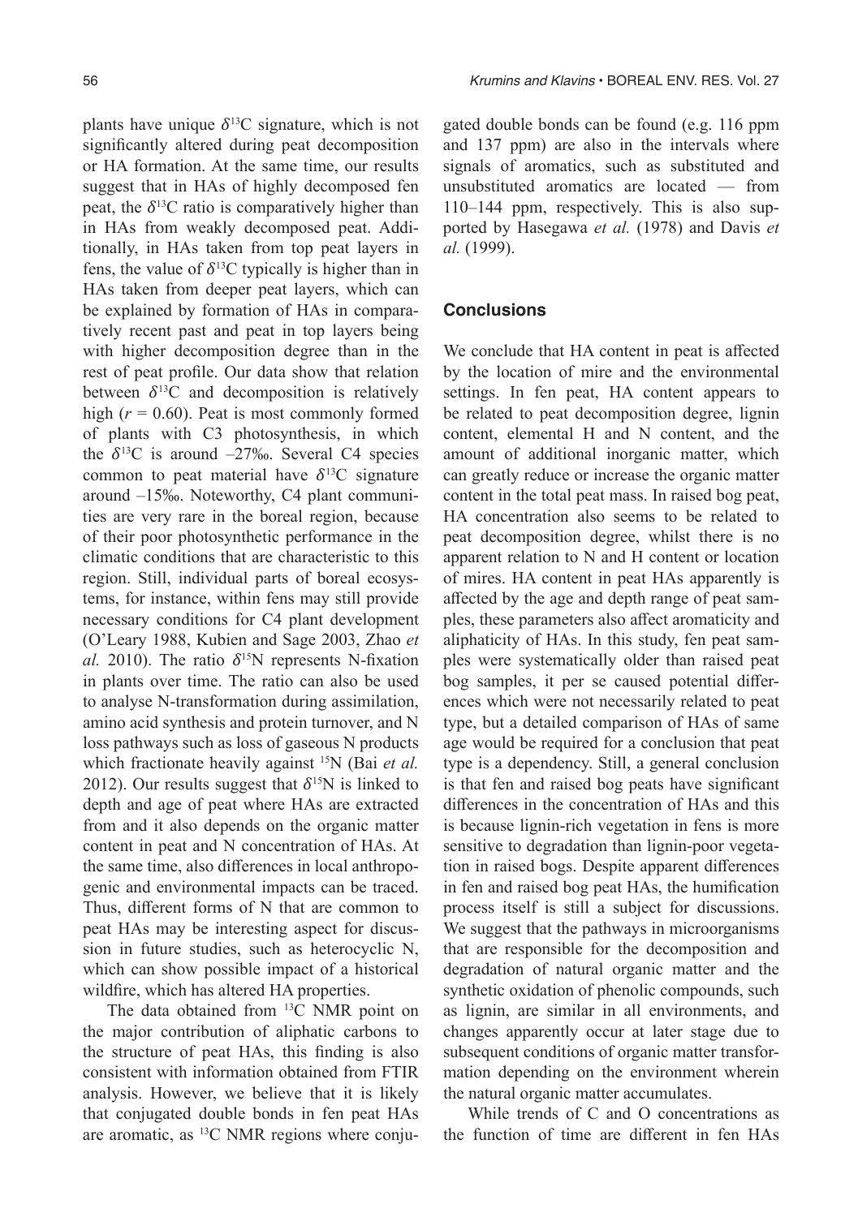plants have unique $\delta^{13}C$ signature, which is not significantly altered during peat decomposition or HA formation. At the same time, our results suggest that in HAs of highly decomposed fen peat, the $\delta^{13}C$ ratio is comparatively higher than in HAs from weakly decomposed peat. Additionally, in HAs taken from top peat layers in fens, the value of $\delta^{13}C$ typically is higher than in HAs taken from deeper peat layers, which can be explained by formation of HAs in comparatively recent past and peat in top layers being with higher decomposition degree than in the rest of peat profile. Our data show that relation between $\delta^{13}C$ and decomposition is relatively high ($r = 0.60$). Peat is most commonly formed of plants with C3 photosynthesis, in which the $\delta^{13}C$ is around –27‰. Several C4 species common to peat material have $\delta^{13}C$ signature around –15‰. Noteworthy, C4 plant communities are very rare in the boreal region, because of their poor photosynthetic performance in the climatic conditions that are characteristic to this region. Still, individual parts of boreal ecosystems, for instance, within fens may still provide necessary conditions for C4 plant development (O'Leary 1988, Kubien and Sage 2003, Zhao *et al.* 2010). The ratio $\delta^{15}N$ represents N-fixation in plants over time. The ratio can also be used to analyse N-transformation during assimilation, amino acid synthesis and protein turnover, and N loss pathways such as loss of gaseous N products which fractionate heavily against $^{15}N$ (Bai *et al.* 2012). Our results suggest that $\delta^{15}N$ is linked to depth and age of peat where HAs are extracted from and it also depends on the organic matter content in peat and N concentration of HAs. At the same time, also differences in local anthropogenic and environmental impacts can be traced. Thus, different forms of N that are common to peat HAs may be interesting aspect for discussion in future studies, such as heterocyclic N, which can show possible impact of a historical wildfire, which has altered HA properties.

The data obtained from $^{13}C$ NMR point on the major contribution of aliphatic carbons to the structure of peat HAs, this finding is also consistent with information obtained from FTIR analysis. However, we believe that it is likely that conjugated double bonds in fen peat HAs are aromatic, as $^{13}C$ NMR regions where conjugated double bonds can be found (e.g. 116 ppm and 137 ppm) are also in the intervals where signals of aromatics, such as substituted and unsubstituted aromatics are located — from 110–144 ppm, respectively. This is also supported by Hasegawa *et al.* (1978) and Davis *et al.* (1999).

## Conclusions

We conclude that HA content in peat is affected by the location of mire and the environmental settings. In fen peat, HA content appears to be related to peat decomposition degree, lignin content, elemental H and N content, and the amount of additional inorganic matter, which can greatly reduce or increase the organic matter content in the total peat mass. In raised bog peat, HA concentration also seems to be related to peat decomposition degree, whilst there is no apparent relation to N and H content or location of mires. HA content in peat HAs apparently is affected by the age and depth range of peat samples, these parameters also affect aromaticity and aliphaticity of HAs. In this study, fen peat samples were systematically older than raised peat bog samples, it per se caused potential differences which were not necessarily related to peat type, but a detailed comparison of HAs of same age would be required for a conclusion that peat type is a dependency. Still, a general conclusion is that fen and raised bog peats have significant differences in the concentration of HAs and this is because lignin-rich vegetation in fens is more sensitive to degradation than lignin-poor vegetation in raised bogs. Despite apparent differences in fen and raised bog peat HAs, the humification process itself is still a subject for discussions. We suggest that the pathways in microorganisms that are responsible for the decomposition and degradation of natural organic matter and the synthetic oxidation of phenolic compounds, such as lignin, are similar in all environments, and changes apparently occur at later stage due to subsequent conditions of organic matter transformation depending on the environment wherein the natural organic matter accumulates.

While trends of C and O concentrations as the function of time are different in fen HAs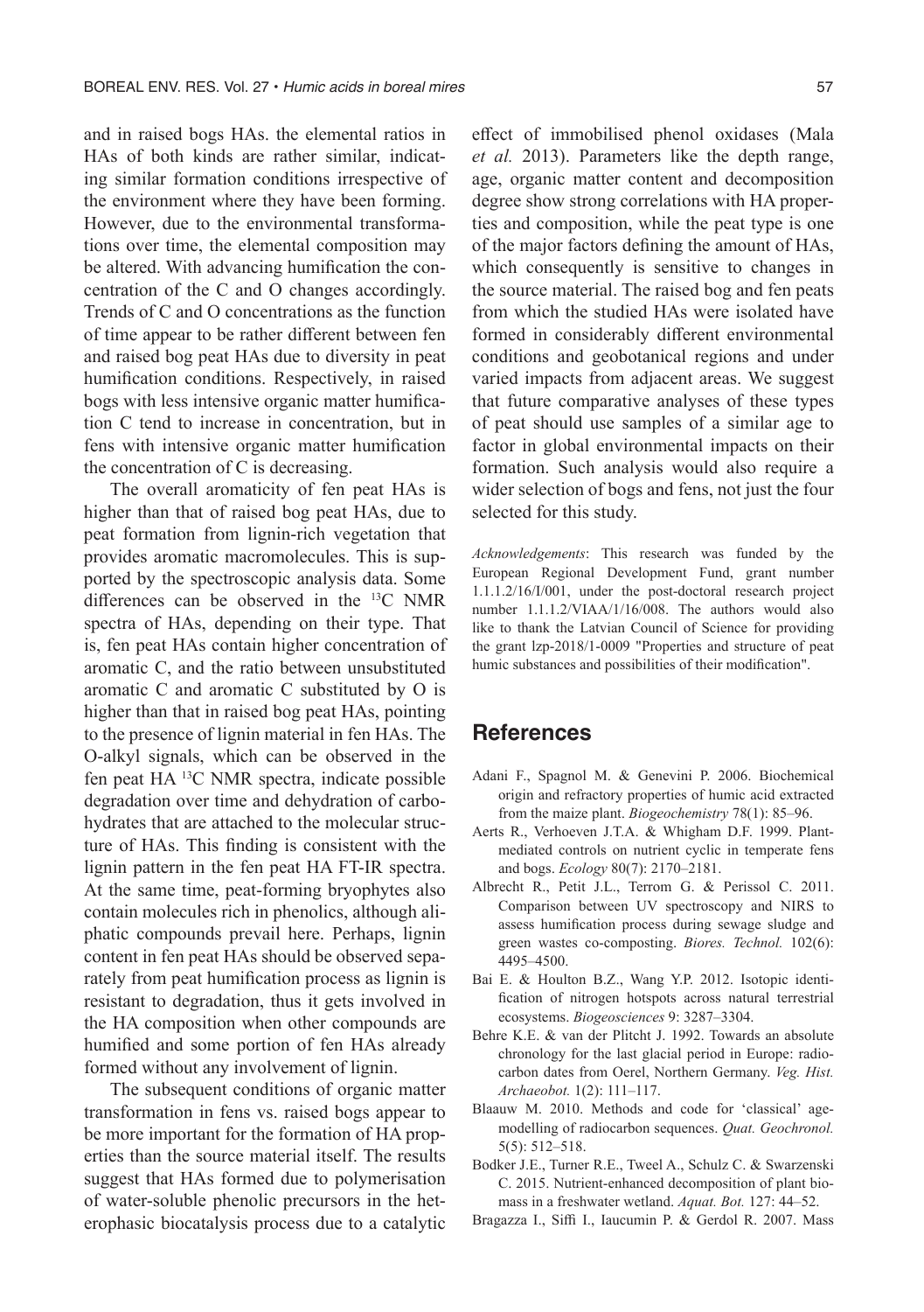and in raised bogs HAs. the elemental ratios in HAs of both kinds are rather similar, indicating similar formation conditions irrespective of the environment where they have been forming. However, due to the environmental transformations over time, the elemental composition may be altered. With advancing humification the concentration of the C and O changes accordingly. Trends of C and O concentrations as the function of time appear to be rather different between fen and raised bog peat HAs due to diversity in peat humification conditions. Respectively, in raised bogs with less intensive organic matter humification C tend to increase in concentration, but in fens with intensive organic matter humification the concentration of C is decreasing.

The overall aromaticity of fen peat HAs is higher than that of raised bog peat HAs, due to peat formation from lignin-rich vegetation that provides aromatic macromolecules. This is supported by the spectroscopic analysis data. Some differences can be observed in the $^{13}C$ NMR spectra of HAs, depending on their type. That is, fen peat HAs contain higher concentration of aromatic C, and the ratio between unsubstituted aromatic C and aromatic C substituted by O is higher than that in raised bog peat HAs, pointing to the presence of lignin material in fen HAs. The O-alkyl signals, which can be observed in the fen peat HA $^{13}C$ NMR spectra, indicate possible degradation over time and dehydration of carbohydrates that are attached to the molecular structure of HAs. This finding is consistent with the lignin pattern in the fen peat HA FT-IR spectra. At the same time, peat-forming bryophytes also contain molecules rich in phenolics, although aliphatic compounds prevail here. Perhaps, lignin content in fen peat HAs should be observed separately from peat humification process as lignin is resistant to degradation, thus it gets involved in the HA composition when other compounds are humified and some portion of fen HAs already formed without any involvement of lignin.

The subsequent conditions of organic matter transformation in fens vs. raised bogs appear to be more important for the formation of HA properties than the source material itself. The results suggest that HAs formed due to polymerisation of water-soluble phenolic precursors in the heterophasic biocatalysis process due to a catalytic effect of immobilised phenol oxidases (Mala *et al.* 2013). Parameters like the depth range, age, organic matter content and decomposition degree show strong correlations with HA properties and composition, while the peat type is one of the major factors defining the amount of HAs, which consequently is sensitive to changes in the source material. The raised bog and fen peats from which the studied HAs were isolated have formed in considerably different environmental conditions and geobotanical regions and under varied impacts from adjacent areas. We suggest that future comparative analyses of these types of peat should use samples of a similar age to factor in global environmental impacts on their formation. Such analysis would also require a wider selection of bogs and fens, not just the four selected for this study.

*Acknowledgements*: This research was funded by the European Regional Development Fund, grant number 1.1.1.2/16/I/001, under the post-doctoral research project number 1.1.1.2/VIAA/1/16/008. The authors would also like to thank the Latvian Council of Science for providing the grant lzp-2018/1-0009 "Properties and structure of peat humic substances and possibilities of their modification".

## References

Adani F., Spagnol M. & Genevini P. 2006. Biochemical origin and refractory properties of humic acid extracted from the maize plant. *Biogeochemistry* 78(1): 85–96.

Aerts R., Verhoeven J.T.A. & Whigham D.F. 1999. Plant-mediated controls on nutrient cyclic in temperate fens and bogs. *Ecology* 80(7): 2170–2181.

Albrecht R., Petit J.L., Terrom G. & Perissol C. 2011. Comparison between UV spectroscopy and NIRS to assess humification process during sewage sludge and green wastes co-composting. *Biores. Technol.* 102(6): 4495–4500.

Bai E. & Houlton B.Z., Wang Y.P. 2012. Isotopic identification of nitrogen hotspots across natural terrestrial ecosystems. *Biogeosciences* 9: 3287–3304.

Behre K.E. & van der Plitcht J. 1992. Towards an absolute chronology for the last glacial period in Europe: radiocarbon dates from Oerel, Northern Germany. *Veg. Hist. Archaeobot.* 1(2): 111–117.

Blaauw M. 2010. Methods and code for 'classical' age-modelling of radiocarbon sequences. *Quat. Geochronol.* 5(5): 512–518.

Bodker J.E., Turner R.E., Tweel A., Schulz C. & Swarzenski C. 2015. Nutrient-enhanced decomposition of plant biomass in a freshwater wetland. *Aquat. Bot.* 127: 44–52.

Bragazza I., Siffi I., Iaucumin P. & Gerdol R. 2007. Mass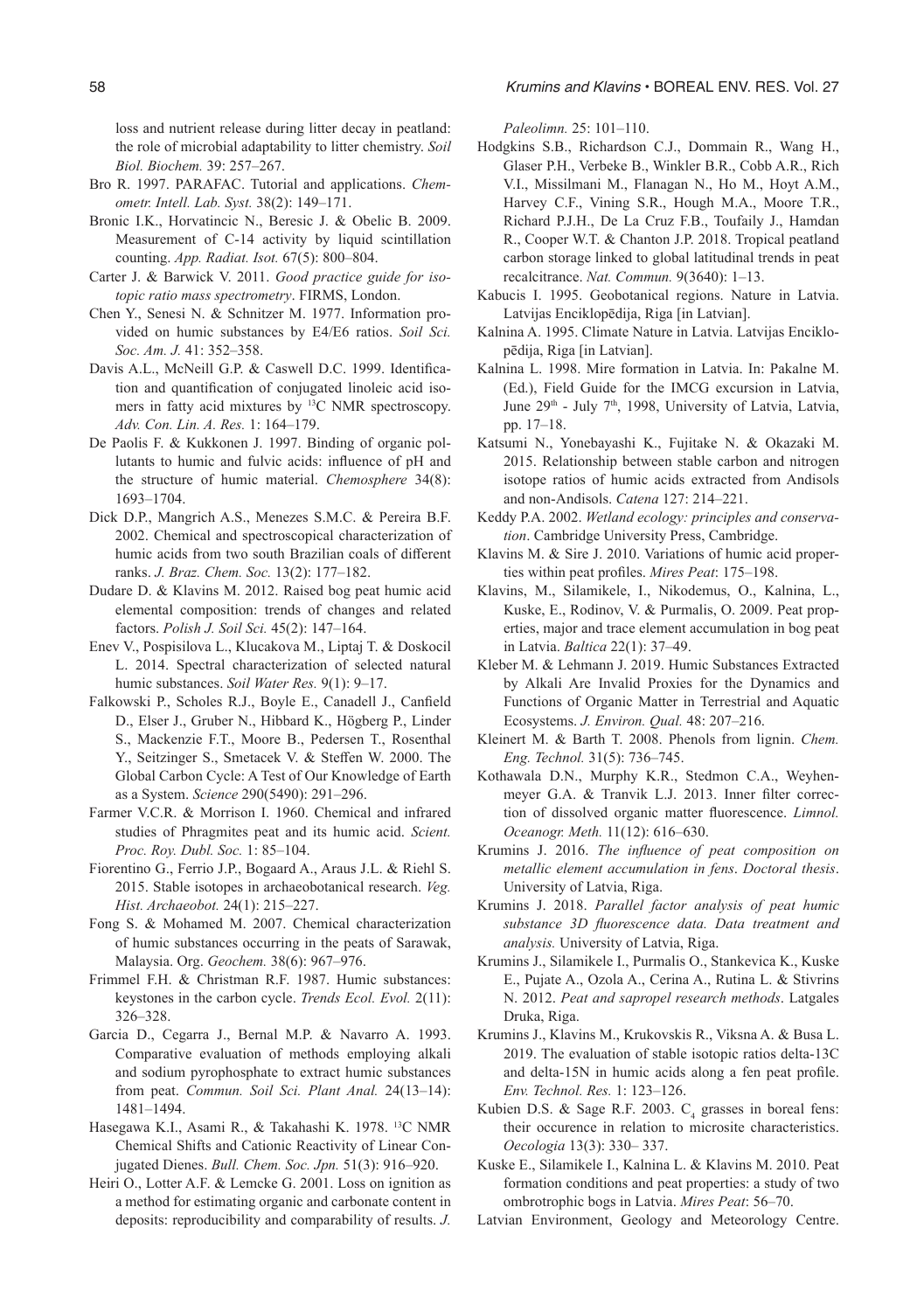loss and nutrient release during litter decay in peatland: the role of microbial adaptability to litter chemistry. *Soil Biol. Biochem.* 39: 257–267.

Bro R. 1997. PARAFAC. Tutorial and applications. *Chemometr. Intell. Lab. Syst.* 38(2): 149–171.

Bronic I.K., Horvatincic N., Beresic J. & Obelic B. 2009. Measurement of C-14 activity by liquid scintillation counting. *App. Radiat. Isot.* 67(5): 800–804.

Carter J. & Barwick V. 2011. *Good practice guide for isotopic ratio mass spectrometry*. FIRMS, London.

Chen Y., Senesi N. & Schnitzer M. 1977. Information provided on humic substances by E4/E6 ratios. *Soil Sci. Soc. Am. J.* 41: 352–358.

Davis A.L., McNeill G.P. & Caswell D.C. 1999. Identification and quantification of conjugated linoleic acid isomers in fatty acid mixtures by $^{13}C$ NMR spectroscopy. *Adv. Con. Lin. A. Res.* 1: 164–179.

De Paolis F. & Kukkonen J. 1997. Binding of organic pollutants to humic and fulvic acids: influence of pH and the structure of humic material. *Chemosphere* 34(8): 1693–1704.

Dick D.P., Mangrich A.S., Menezes S.M.C. & Pereira B.F. 2002. Chemical and spectroscopical characterization of humic acids from two south Brazilian coals of different ranks. *J. Braz. Chem. Soc.* 13(2): 177–182.

Dudare D. & Klavins M. 2012. Raised bog peat humic acid elemental composition: trends of changes and related factors. *Polish J. Soil Sci.* 45(2): 147–164.

Enev V., Pospisilova L., Klucakova M., Liptaj T. & Doskocil L. 2014. Spectral characterization of selected natural humic substances. *Soil Water Res.* 9(1): 9–17.

Falkowski P., Scholes R.J., Boyle E., Canadell J., Canfield D., Elser J., Gruber N., Hibbard K., Högberg P., Linder S., Mackenzie F.T., Moore B., Pedersen T., Rosenthal Y., Seitzinger S., Smetacek V. & Steffen W. 2000. The Global Carbon Cycle: A Test of Our Knowledge of Earth as a System. *Science* 290(5490): 291–296.

Farmer V.C.R. & Morrison I. 1960. Chemical and infrared studies of Phragmites peat and its humic acid. *Scient. Proc. Roy. Dubl. Soc.* 1: 85–104.

Fiorentino G., Ferrio J.P., Bogaard A., Araus J.L. & Riehl S. 2015. Stable isotopes in archaeobotanical research. *Veg. Hist. Archaeobot.* 24(1): 215–227.

Fong S. & Mohamed M. 2007. Chemical characterization of humic substances occurring in the peats of Sarawak, Malaysia. Org. *Geochem.* 38(6): 967–976.

Frimmel F.H. & Christman R.F. 1987. Humic substances: keystones in the carbon cycle. *Trends Ecol. Evol.* 2(11): 326–328.

Garcia D., Cegarra J., Bernal M.P. & Navarro A. 1993. Comparative evaluation of methods employing alkali and sodium pyrophosphate to extract humic substances from peat. *Commun. Soil Sci. Plant Anal.* 24(13–14): 1481–1494.

Hasegawa K.I., Asami R., & Takahashi K. 1978. $^{13}C$ NMR Chemical Shifts and Cationic Reactivity of Linear Conjugated Dienes. *Bull. Chem. Soc. Jpn.* 51(3): 916–920.

Heiri O., Lotter A.F. & Lemcke G. 2001. Loss on ignition as a method for estimating organic and carbonate content in deposits: reproducibility and comparability of results. *J. Paleolimn.* 25: 101–110.

Hodgkins S.B., Richardson C.J., Dommain R., Wang H., Glaser P.H., Verbeke B., Winkler B.R., Cobb A.R., Rich V.I., Missilmani M., Flanagan N., Ho M., Hoyt A.M., Harvey C.F., Vining S.R., Hough M.A., Moore T.R., Richard P.J.H., De La Cruz F.B., Toufaily J., Hamdan R., Cooper W.T. & Chanton J.P. 2018. Tropical peatland carbon storage linked to global latitudinal trends in peat recalcitrance. *Nat. Commun.* 9(3640): 1–13.

Kabucis I. 1995. Geobotanical regions. Nature in Latvia. Latvijas Enciklopēdija, Riga [in Latvian].

Kalnina A. 1995. Climate Nature in Latvia. Latvijas Enciklopēdija, Riga [in Latvian].

Kalnina L. 1998. Mire formation in Latvia. In: Pakalne M. (Ed.), Field Guide for the IMCG excursion in Latvia, June 29th - July 7th, 1998, University of Latvia, Latvia, pp. 17–18.

Katsumi N., Yonebayashi K., Fujitake N. & Okazaki M. 2015. Relationship between stable carbon and nitrogen isotope ratios of humic acids extracted from Andisols and non-Andisols. *Catena* 127: 214–221.

Keddy P.A. 2002. *Wetland ecology: principles and conservation*. Cambridge University Press, Cambridge.

Klavins M. & Sire J. 2010. Variations of humic acid properties within peat profiles. *Mires Peat*: 175–198.

Klavins, M., Silamikele, I., Nikodemus, O., Kalnina, L., Kuske, E., Rodinov, V. & Purmalis, O. 2009. Peat properties, major and trace element accumulation in bog peat in Latvia. *Baltica* 22(1): 37–49.

Kleber M. & Lehmann J. 2019. Humic Substances Extracted by Alkali Are Invalid Proxies for the Dynamics and Functions of Organic Matter in Terrestrial and Aquatic Ecosystems. *J. Environ. Qual.* 48: 207–216.

Kleinert M. & Barth T. 2008. Phenols from lignin. *Chem. Eng. Technol.* 31(5): 736–745.

Kothawala D.N., Murphy K.R., Stedmon C.A., Weyhenmeyer G.A. & Tranvik L.J. 2013. Inner filter correction of dissolved organic matter fluorescence. *Limnol. Oceanogr. Meth.* 11(12): 616–630.

Krumins J. 2016. *The influence of peat composition on metallic element accumulation in fens*. *Doctoral thesis*. University of Latvia, Riga.

Krumins J. 2018. *Parallel factor analysis of peat humic substance 3D fluorescence data. Data treatment and analysis.* University of Latvia, Riga.

Krumins J., Silamikele I., Purmalis O., Stankevica K., Kuske E., Pujate A., Ozola A., Cerina A., Rutina L. & Stivrins N. 2012. *Peat and sapropel research methods*. Latgales Druka, Riga.

Krumins J., Klavins M., Krukovskis R., Viksna A. & Busa L. 2019. The evaluation of stable isotopic ratios delta-13C and delta-15N in humic acids along a fen peat profile. *Env. Technol. Res.* 1: 123–126.

Kubien D.S. & Sage R.F. 2003. $C_4$ grasses in boreal fens: their occurence in relation to microsite characteristics. *Oecologia* 13(3): 330– 337.

Kuske E., Silamikele I., Kalnina L. & Klavins M. 2010. Peat formation conditions and peat properties: a study of two ombrotrophic bogs in Latvia. *Mires Peat*: 56–70.

Latvian Environment, Geology and Meteorology Centre.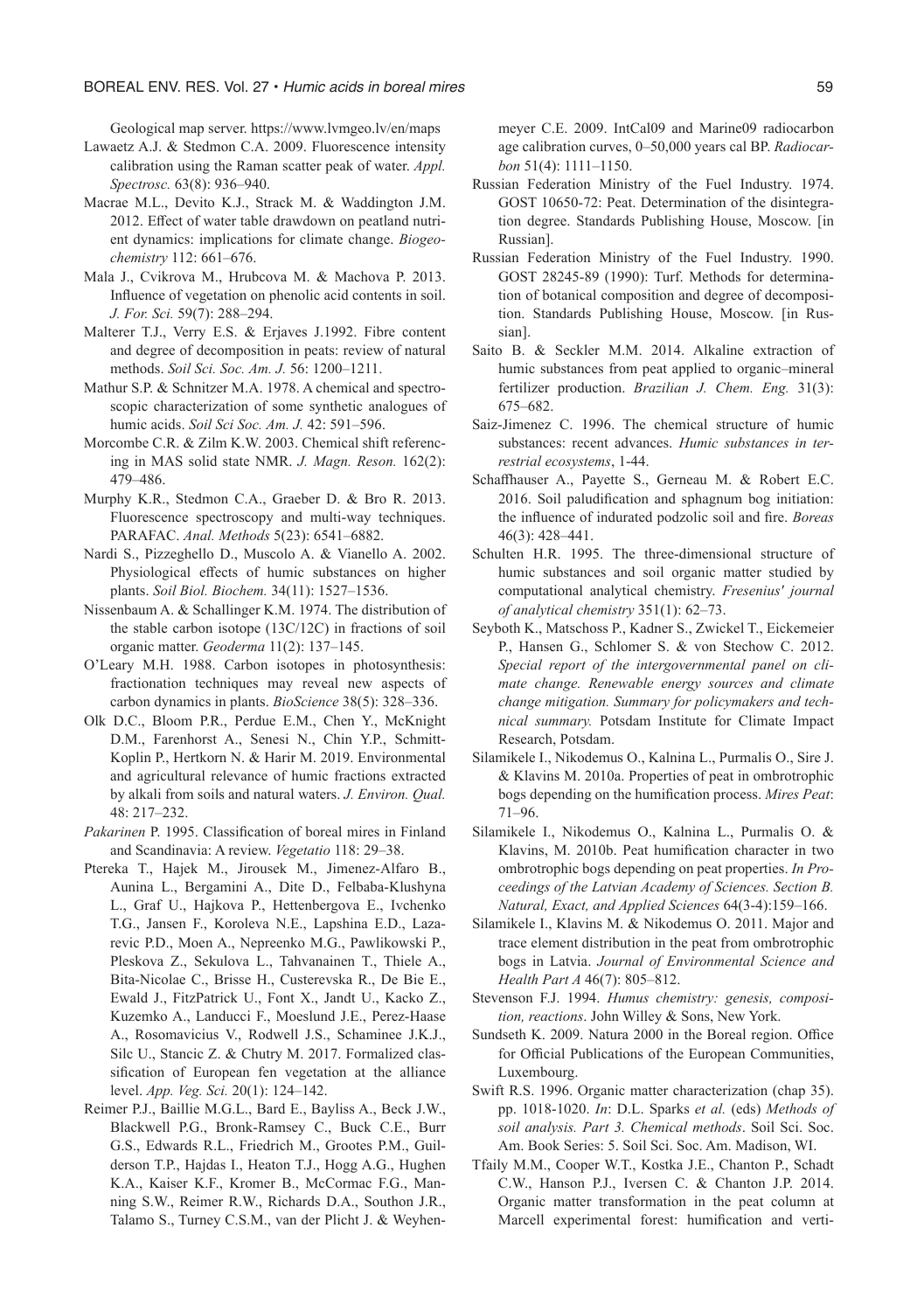Geological map server. https://www.lvmgeo.lv/en/maps

Lawaetz A.J. & Stedmon C.A. 2009. Fluorescence intensity calibration using the Raman scatter peak of water. *Appl. Spectrosc.* 63(8): 936–940.

Macrae M.L., Devito K.J., Strack M. & Waddington J.M. 2012. Effect of water table drawdown on peatland nutrient dynamics: implications for climate change. *Biogeochemistry* 112: 661–676.

Mala J., Cvikrova M., Hrubcova M. & Machova P. 2013. Influence of vegetation on phenolic acid contents in soil. *J. For. Sci.* 59(7): 288–294.

Malterer T.J., Verry E.S. & Erjaves J.1992. Fibre content and degree of decomposition in peats: review of natural methods. *Soil Sci. Soc. Am. J.* 56: 1200–1211.

Mathur S.P. & Schnitzer M.A. 1978. A chemical and spectroscopic characterization of some synthetic analogues of humic acids. *Soil Sci Soc. Am. J.* 42: 591–596.

Morcombe C.R. & Zilm K.W. 2003. Chemical shift referencing in MAS solid state NMR. *J. Magn. Reson.* 162(2): 479–486.

Murphy K.R., Stedmon C.A., Graeber D. & Bro R. 2013. Fluorescence spectroscopy and multi-way techniques. PARAFAC. *Anal. Methods* 5(23): 6541–6882.

Nardi S., Pizzeghello D., Muscolo A. & Vianello A. 2002. Physiological effects of humic substances on higher plants. *Soil Biol. Biochem.* 34(11): 1527–1536.

Nissenbaum A. & Schallinger K.M. 1974. The distribution of the stable carbon isotope (13C/12C) in fractions of soil organic matter. *Geoderma* 11(2): 137–145.

O'Leary M.H. 1988. Carbon isotopes in photosynthesis: fractionation techniques may reveal new aspects of carbon dynamics in plants. *BioScience* 38(5): 328–336.

Olk D.C., Bloom P.R., Perdue E.M., Chen Y., McKnight D.M., Farenhorst A., Senesi N., Chin Y.P., Schmitt-Koplin P., Hertkorn N. & Harir M. 2019. Environmental and agricultural relevance of humic fractions extracted by alkali from soils and natural waters. *J. Environ. Qual.* 48: 217–232.

*Pakarinen* P. 1995. Classification of boreal mires in Finland and Scandinavia: A review. *Vegetatio* 118: 29–38.

Ptereka T., Hajek M., Jirousek M., Jimenez-Alfaro B., Aunina L., Bergamini A., Dite D., Felbaba-Klushyna L., Graf U., Hajkova P., Hettenbergova E., Ivchenko T.G., Jansen F., Koroleva N.E., Lapshina E.D., Lazarevic P.D., Moen A., Nepreenko M.G., Pawlikowski P., Pleskova Z., Sekulova L., Tahvanainen T., Thiele A., Bita-Nicolae C., Brisse H., Custerevska R., De Bie E., Ewald J., FitzPatrick U., Font X., Jandt U., Kacko Z., Kuzemko A., Landucci F., Moeslund J.E., Perez-Haase A., Rosomavicius V., Rodwell J.S., Schaminee J.K.J., Silc U., Stancic Z. & Chutry M. 2017. Formalized classification of European fen vegetation at the alliance level. *App. Veg. Sci.* 20(1): 124–142.

Reimer P.J., Baillie M.G.L., Bard E., Bayliss A., Beck J.W., Blackwell P.G., Bronk-Ramsey C., Buck C.E., Burr G.S., Edwards R.L., Friedrich M., Grootes P.M., Guilderson T.P., Hajdas I., Heaton T.J., Hogg A.G., Hughen K.A., Kaiser K.F., Kromer B., McCormac F.G., Manning S.W., Reimer R.W., Richards D.A., Southon J.R., Talamo S., Turney C.S.M., van der Plicht J. & Weyhenmeyer C.E. 2009. IntCal09 and Marine09 radiocarbon age calibration curves, 0–50,000 years cal BP. *Radiocarbon* 51(4): 1111–1150.

Russian Federation Ministry of the Fuel Industry. 1974. GOST 10650-72: Peat. Determination of the disintegration degree. Standards Publishing House, Moscow. [in Russian].

Russian Federation Ministry of the Fuel Industry. 1990. GOST 28245-89 (1990): Turf. Methods for determination of botanical composition and degree of decomposition. Standards Publishing House, Moscow. [in Russian].

Saito B. & Seckler M.M. 2014. Alkaline extraction of humic substances from peat applied to organic–mineral fertilizer production. *Brazilian J. Chem. Eng.* 31(3): 675–682.

Saiz-Jimenez C. 1996. The chemical structure of humic substances: recent advances. *Humic substances in terrestrial ecosystems*, 1-44.

Schaffhauser A., Payette S., Gerneau M. & Robert E.C. 2016. Soil paludification and sphagnum bog initiation: the influence of indurated podzolic soil and fire. *Boreas* 46(3): 428–441.

Schulten H.R. 1995. The three-dimensional structure of humic substances and soil organic matter studied by computational analytical chemistry. *Fresenius' journal of analytical chemistry* 351(1): 62–73.

Seyboth K., Matschoss P., Kadner S., Zwickel T., Eickemeier P., Hansen G., Schlomer S. & von Stechow C. 2012. *Special report of the intergovernmental panel on climate change. Renewable energy sources and climate change mitigation. Summary for policymakers and technical summary.* Potsdam Institute for Climate Impact Research, Potsdam.

Silamikele I., Nikodemus O., Kalnina L., Purmalis O., Sire J. & Klavins M. 2010a. Properties of peat in ombrotrophic bogs depending on the humification process. *Mires Peat*: 71–96.

Silamikele I., Nikodemus O., Kalnina L., Purmalis O. & Klavins, M. 2010b. Peat humification character in two ombrotrophic bogs depending on peat properties. *In Proceedings of the Latvian Academy of Sciences. Section B. Natural, Exact, and Applied Sciences* 64(3-4):159–166.

Silamikele I., Klavins M. & Nikodemus O. 2011. Major and trace element distribution in the peat from ombrotrophic bogs in Latvia. *Journal of Environmental Science and Health Part A* 46(7): 805–812.

Stevenson F.J. 1994. *Humus chemistry: genesis, composition, reactions*. John Willey & Sons, New York.

Sundseth K. 2009. Natura 2000 in the Boreal region. Office for Official Publications of the European Communities, Luxembourg.

Swift R.S. 1996. Organic matter characterization (chap 35). pp. 1018-1020. *In*: D.L. Sparks *et al.* (eds) *Methods of soil analysis. Part 3. Chemical methods*. Soil Sci. Soc. Am. Book Series: 5. Soil Sci. Soc. Am. Madison, WI.

Tfaily M.M., Cooper W.T., Kostka J.E., Chanton P., Schadt C.W., Hanson P.J., Iversen C. & Chanton J.P. 2014. Organic matter transformation in the peat column at Marcell experimental forest: humification and verti-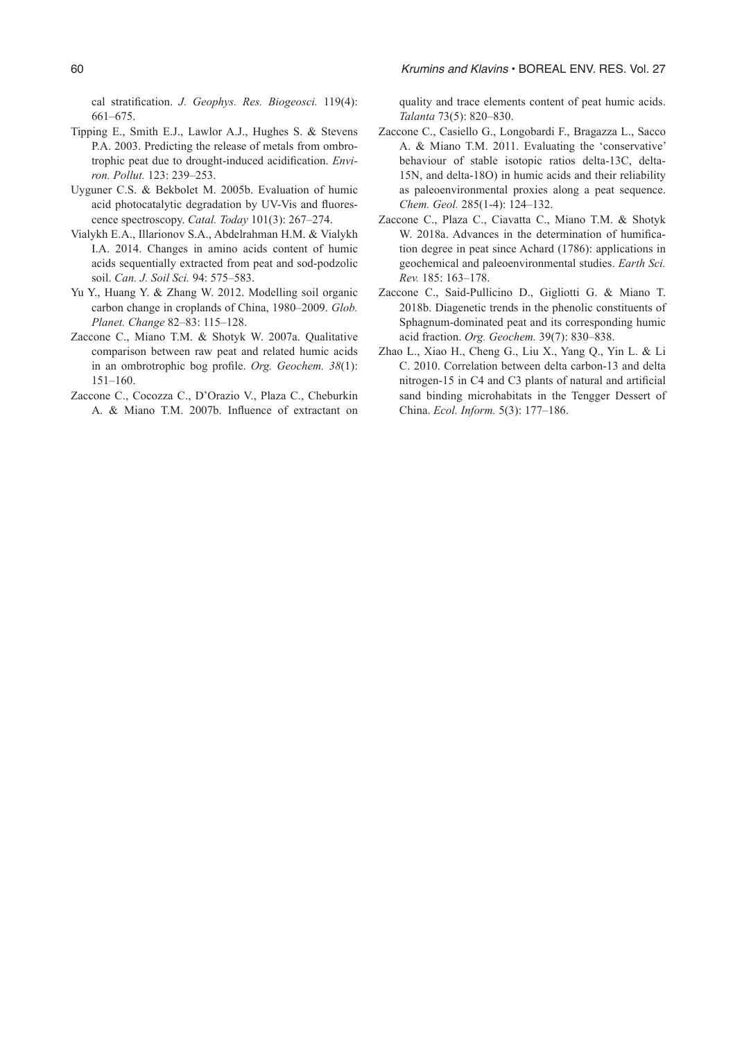cal stratification. *J. Geophys. Res. Biogeosci.* 119(4): 661–675.

Tipping E., Smith E.J., Lawlor A.J., Hughes S. & Stevens P.A. 2003. Predicting the release of metals from ombrotrophic peat due to drought-induced acidification. *Environ. Pollut.* 123: 239–253.

Uyguner C.S. & Bekbolet M. 2005b. Evaluation of humic acid photocatalytic degradation by UV-Vis and fluorescence spectroscopy. *Catal. Today* 101(3): 267–274.

Vialykh E.A., Illarionov S.A., Abdelrahman H.M. & Vialykh I.A. 2014. Changes in amino acids content of humic acids sequentially extracted from peat and sod-podzolic soil. *Can. J. Soil Sci.* 94: 575–583.

Yu Y., Huang Y. & Zhang W. 2012. Modelling soil organic carbon change in croplands of China, 1980–2009. *Glob. Planet. Change* 82–83: 115–128.

Zaccone C., Miano T.M. & Shotyk W. 2007a. Qualitative comparison between raw peat and related humic acids in an ombrotrophic bog profile. *Org. Geochem. 38*(1): 151–160.

Zaccone C., Cocozza C., D'Orazio V., Plaza C., Cheburkin A. & Miano T.M. 2007b. Influence of extractant on quality and trace elements content of peat humic acids. *Talanta* 73(5): 820–830.

Zaccone C., Casiello G., Longobardi F., Bragazza L., Sacco A. & Miano T.M. 2011. Evaluating the 'conservative' behaviour of stable isotopic ratios delta-13C, delta-15N, and delta-18O) in humic acids and their reliability as paleoenvironmental proxies along a peat sequence. *Chem. Geol.* 285(1-4): 124–132.

Zaccone C., Plaza C., Ciavatta C., Miano T.M. & Shotyk W. 2018a. Advances in the determination of humification degree in peat since Achard (1786): applications in geochemical and paleoenvironmental studies. *Earth Sci. Rev.* 185: 163–178.

Zaccone C., Said-Pullicino D., Gigliotti G. & Miano T. 2018b. Diagenetic trends in the phenolic constituents of Sphagnum-dominated peat and its corresponding humic acid fraction. *Org. Geochem.* 39(7): 830–838.

Zhao L., Xiao H., Cheng G., Liu X., Yang Q., Yin L. & Li C. 2010. Correlation between delta carbon-13 and delta nitrogen-15 in C4 and C3 plants of natural and artificial sand binding microhabitats in the Tengger Dessert of China. *Ecol. Inform.* 5(3): 177–186.